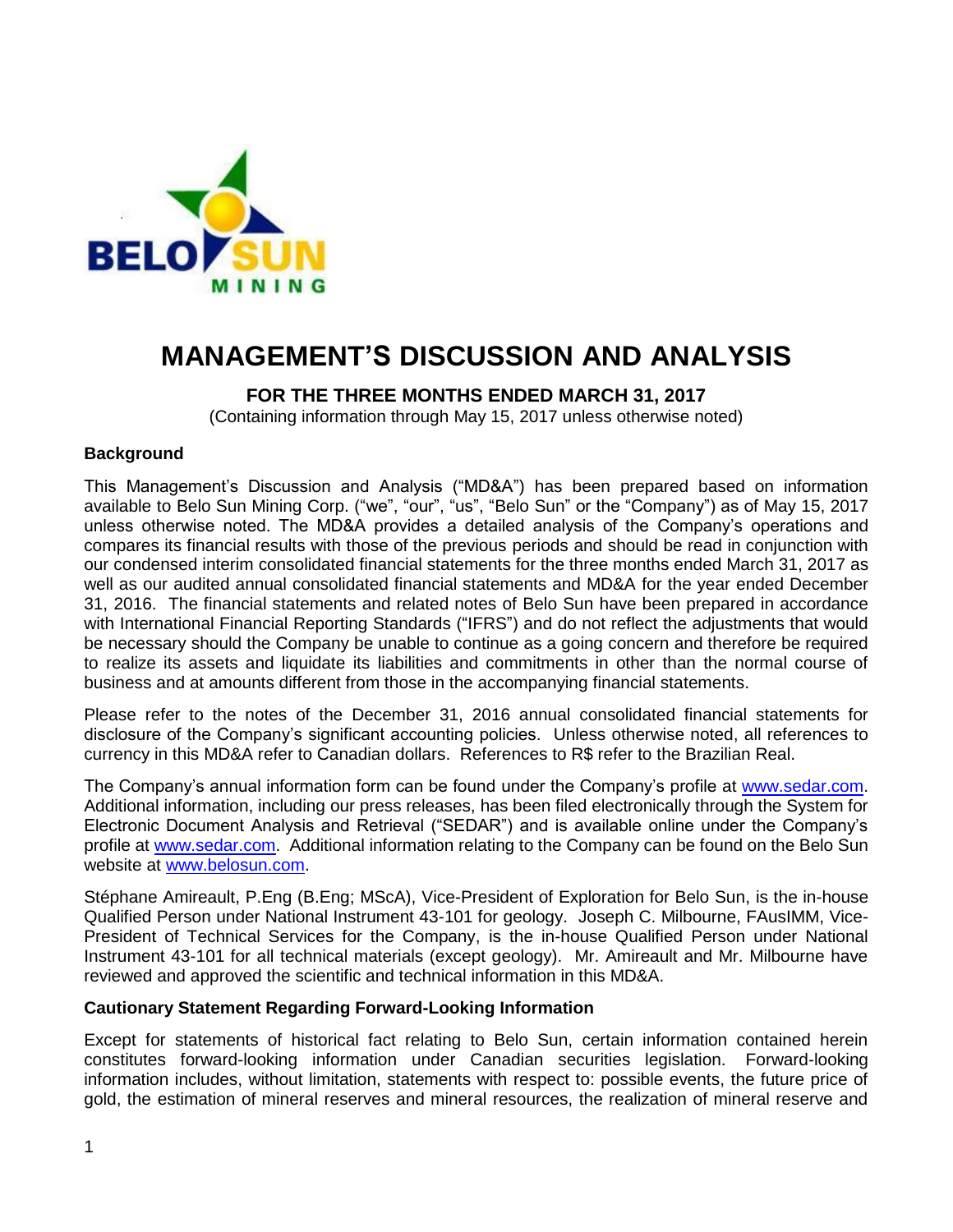# MANAGEMENT'S DISCUSSION AND ANALYSIS

**FOR THE THREE MONTHS ENDED MARCH 31, 2017**

(Containing information through May 15, 2017 unless otherwise noted)

### Background

This Management's Discussion and Analysis ("MD&A") has been prepared based on information available to Belo Sun Mining Corp. ("we", "our", "us", "Belo Sun" or the "Company") as of May 15, 2017 unless otherwise noted. The MD&A provides a detailed analysis of the Company's operations and compares its financial results with those of the previous periods and should be read in conjunction with our condensed interim consolidated financial statements for the three months ended March 31, 2017 as well as our audited annual consolidated financial statements and MD&A for the year ended December 31, 2016. The financial statements and related notes of Belo Sun have been prepared in accordance with International Financial Reporting Standards ("IFRS") and do not reflect the adjustments that would be necessary should the Company be unable to continue as a going concern and therefore be required to realize its assets and liquidate its liabilities and commitments in other than the normal course of business and at amounts different from those in the accompanying financial statements.

Please refer to the notes of the December 31, 2016 annual consolidated financial statements for disclosure of the Company's significant accounting policies. Unless otherwise noted, all references to currency in this MD&A refer to Canadian dollars. References to R$ refer to the Brazilian Real.

The Company's annual information form can be found under the Company's profile at www.sedar.com. Additional information, including our press releases, has been filed electronically through the System for Electronic Document Analysis and Retrieval ("SEDAR") and is available online under the Company's profile at www.sedar.com. Additional information relating to the Company can be found on the Belo Sun website at www.belosun.com.

Stéphane Amireault, P.Eng (B.Eng; MScA), Vice-President of Exploration for Belo Sun, is the in-house Qualified Person under National Instrument 43-101 for geology. Joseph C. Milbourne, FAusIMM, Vice-President of Technical Services for the Company, is the in-house Qualified Person under National Instrument 43-101 for all technical materials (except geology). Mr. Amireault and Mr. Milbourne have reviewed and approved the scientific and technical information in this MD&A.

### Cautionary Statement Regarding Forward-Looking Information

Except for statements of historical fact relating to Belo Sun, certain information contained herein constitutes forward-looking information under Canadian securities legislation. Forward-looking information includes, without limitation, statements with respect to: possible events, the future price of gold, the estimation of mineral reserves and mineral resources, the realization of mineral reserve and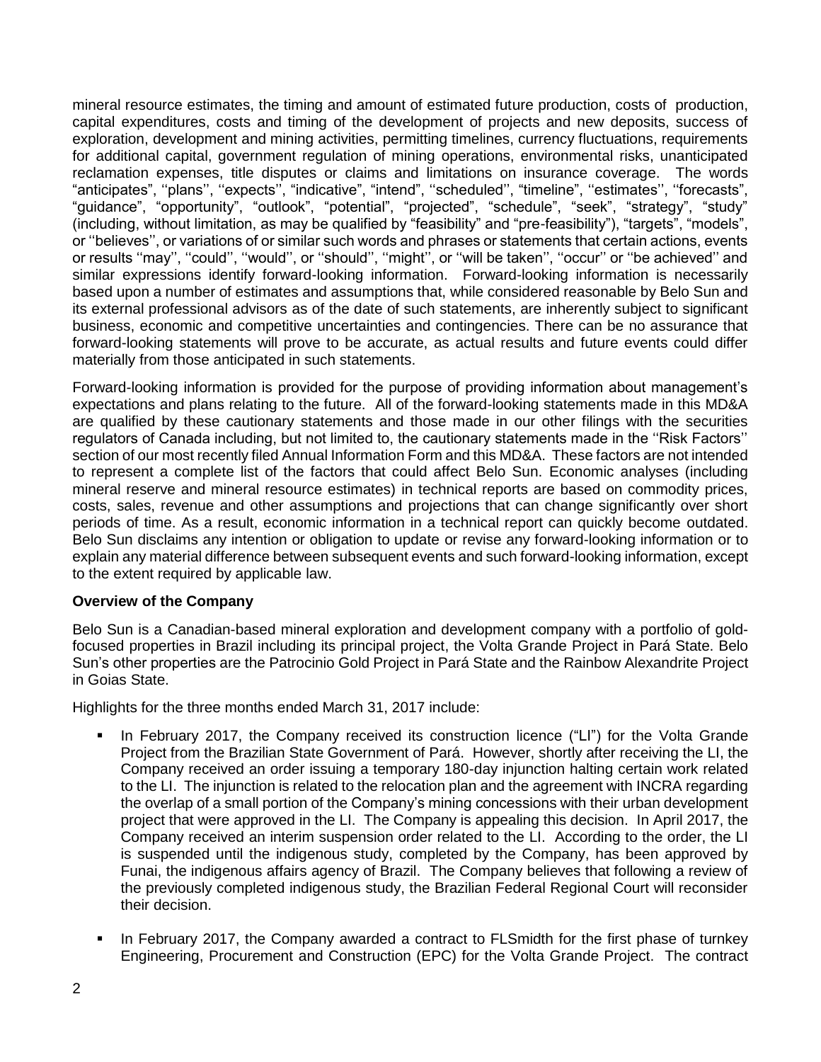mineral resource estimates, the timing and amount of estimated future production, costs of production, capital expenditures, costs and timing of the development of projects and new deposits, success of exploration, development and mining activities, permitting timelines, currency fluctuations, requirements for additional capital, government regulation of mining operations, environmental risks, unanticipated reclamation expenses, title disputes or claims and limitations on insurance coverage. The words "anticipates", ''plans'', ''expects'', "indicative", "intend", ''scheduled'', "timeline", ''estimates'', ''forecasts", "guidance", "opportunity", "outlook", "potential", "projected", "schedule", "seek", "strategy", "study" (including, without limitation, as may be qualified by "feasibility" and "pre-feasibility"), "targets", "models", or ''believes'', or variations of or similar such words and phrases or statements that certain actions, events or results ''may'', ''could'', ''would'', or ''should'', ''might'', or ''will be taken'', ''occur'' or ''be achieved'' and similar expressions identify forward-looking information. Forward-looking information is necessarily based upon a number of estimates and assumptions that, while considered reasonable by Belo Sun and its external professional advisors as of the date of such statements, are inherently subject to significant business, economic and competitive uncertainties and contingencies. There can be no assurance that forward-looking statements will prove to be accurate, as actual results and future events could differ materially from those anticipated in such statements.

Forward-looking information is provided for the purpose of providing information about management's expectations and plans relating to the future. All of the forward-looking statements made in this MD&A are qualified by these cautionary statements and those made in our other filings with the securities regulators of Canada including, but not limited to, the cautionary statements made in the ''Risk Factors'' section of our most recently filed Annual Information Form and this MD&A. These factors are not intended to represent a complete list of the factors that could affect Belo Sun. Economic analyses (including mineral reserve and mineral resource estimates) in technical reports are based on commodity prices, costs, sales, revenue and other assumptions and projections that can change significantly over short periods of time. As a result, economic information in a technical report can quickly become outdated. Belo Sun disclaims any intention or obligation to update or revise any forward-looking information or to explain any material difference between subsequent events and such forward-looking information, except to the extent required by applicable law.

**Overview of the Company**

Belo Sun is a Canadian-based mineral exploration and development company with a portfolio of gold-focused properties in Brazil including its principal project, the Volta Grande Project in Pará State. Belo Sun's other properties are the Patrocinio Gold Project in Pará State and the Rainbow Alexandrite Project in Goias State.

Highlights for the three months ended March 31, 2017 include:

- In February 2017, the Company received its construction licence ("LI") for the Volta Grande Project from the Brazilian State Government of Pará. However, shortly after receiving the LI, the Company received an order issuing a temporary 180-day injunction halting certain work related to the LI. The injunction is related to the relocation plan and the agreement with INCRA regarding the overlap of a small portion of the Company's mining concessions with their urban development project that were approved in the LI. The Company is appealing this decision. In April 2017, the Company received an interim suspension order related to the LI. According to the order, the LI is suspended until the indigenous study, completed by the Company, has been approved by Funai, the indigenous affairs agency of Brazil. The Company believes that following a review of the previously completed indigenous study, the Brazilian Federal Regional Court will reconsider their decision.

- In February 2017, the Company awarded a contract to FLSmidth for the first phase of turnkey Engineering, Procurement and Construction (EPC) for the Volta Grande Project. The contract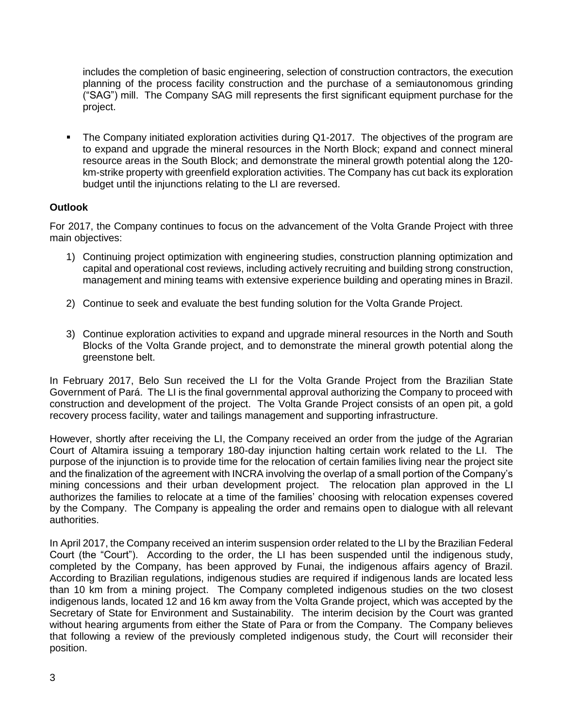includes the completion of basic engineering, selection of construction contractors, the execution planning of the process facility construction and the purchase of a semiautonomous grinding ("SAG") mill. The Company SAG mill represents the first significant equipment purchase for the project.

- The Company initiated exploration activities during Q1-2017. The objectives of the program are to expand and upgrade the mineral resources in the North Block; expand and connect mineral resource areas in the South Block; and demonstrate the mineral growth potential along the 120-km-strike property with greenfield exploration activities. The Company has cut back its exploration budget until the injunctions relating to the LI are reversed.

**Outlook**

For 2017, the Company continues to focus on the advancement of the Volta Grande Project with three main objectives:

1) Continuing project optimization with engineering studies, construction planning optimization and capital and operational cost reviews, including actively recruiting and building strong construction, management and mining teams with extensive experience building and operating mines in Brazil.

2) Continue to seek and evaluate the best funding solution for the Volta Grande Project.

3) Continue exploration activities to expand and upgrade mineral resources in the North and South Blocks of the Volta Grande project, and to demonstrate the mineral growth potential along the greenstone belt.

In February 2017, Belo Sun received the LI for the Volta Grande Project from the Brazilian State Government of Pará. The LI is the final governmental approval authorizing the Company to proceed with construction and development of the project. The Volta Grande Project consists of an open pit, a gold recovery process facility, water and tailings management and supporting infrastructure.

However, shortly after receiving the LI, the Company received an order from the judge of the Agrarian Court of Altamira issuing a temporary 180-day injunction halting certain work related to the LI. The purpose of the injunction is to provide time for the relocation of certain families living near the project site and the finalization of the agreement with INCRA involving the overlap of a small portion of the Company's mining concessions and their urban development project. The relocation plan approved in the LI authorizes the families to relocate at a time of the families' choosing with relocation expenses covered by the Company. The Company is appealing the order and remains open to dialogue with all relevant authorities.

In April 2017, the Company received an interim suspension order related to the LI by the Brazilian Federal Court (the "Court"). According to the order, the LI has been suspended until the indigenous study, completed by the Company, has been approved by Funai, the indigenous affairs agency of Brazil. According to Brazilian regulations, indigenous studies are required if indigenous lands are located less than 10 km from a mining project. The Company completed indigenous studies on the two closest indigenous lands, located 12 and 16 km away from the Volta Grande project, which was accepted by the Secretary of State for Environment and Sustainability. The interim decision by the Court was granted without hearing arguments from either the State of Para or from the Company. The Company believes that following a review of the previously completed indigenous study, the Court will reconsider their position.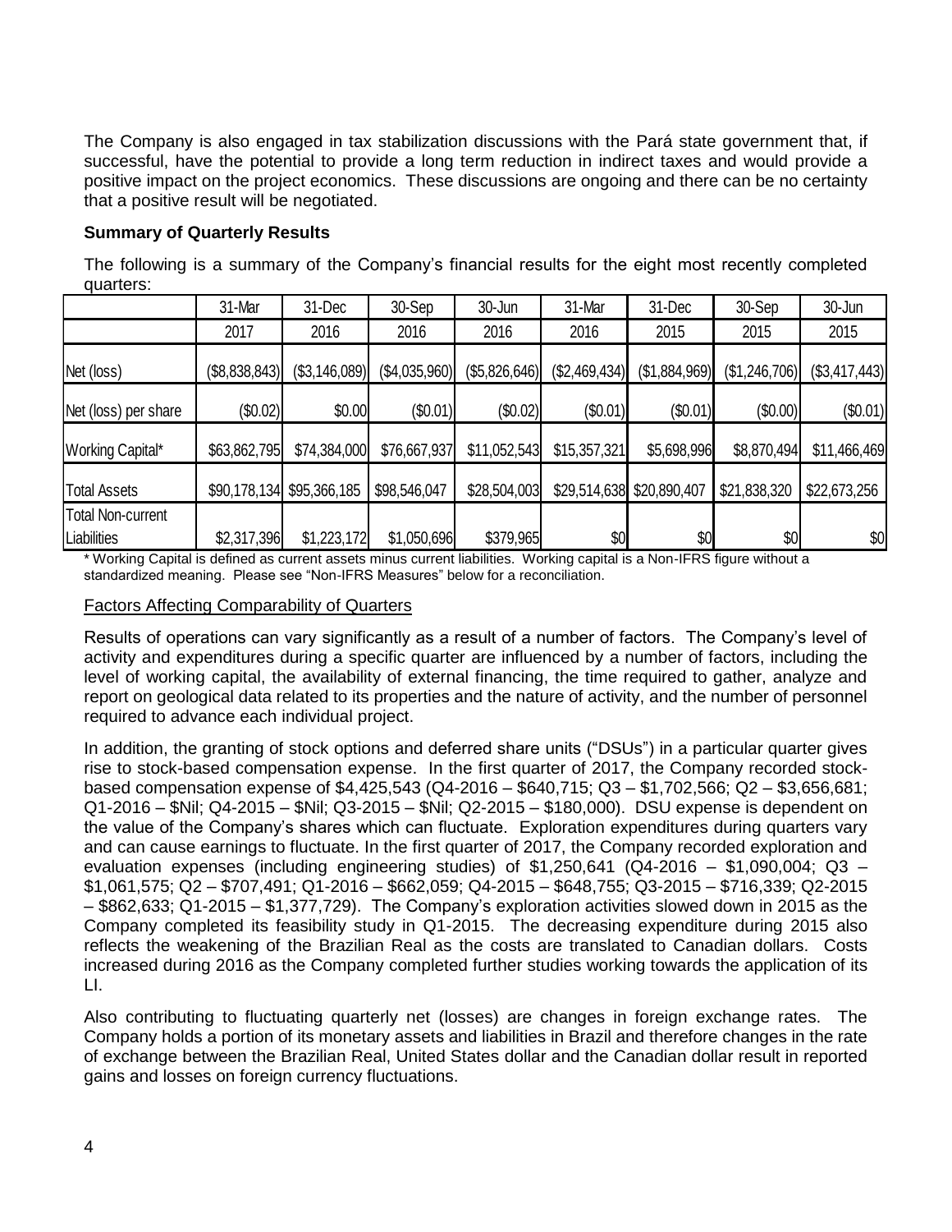The Company is also engaged in tax stabilization discussions with the Pará state government that, if successful, have the potential to provide a long term reduction in indirect taxes and would provide a positive impact on the project economics. These discussions are ongoing and there can be no certainty that a positive result will be negotiated.

**Summary of Quarterly Results**

The following is a summary of the Company's financial results for the eight most recently completed quarters:

| | 31-Mar | 31-Dec | 30-Sep | 30-Jun | 31-Mar | 31-Dec | 30-Sep | 30-Jun |
|---|---|---|---|---|---|---|---|---|
| | 2017 | 2016 | 2016 | 2016 | 2016 | 2015 | 2015 | 2015 |
| Net (loss) | ($8,838,843) | ($3,146,089) | ($4,035,960) | ($5,826,646) | ($2,469,434) | ($1,884,969) | ($1,246,706) | ($3,417,443) |
| Net (loss) per share | ($0.02) | $0.00 | ($0.01) | ($0.02) | ($0.01) | ($0.01) | ($0.00) | ($0.01) |
| Working Capital* | $63,862,795 | $74,384,000 | $76,667,937 | $11,052,543 | $15,357,321 | $5,698,996 | $8,870,494 | $11,466,469 |
| Total Assets | $90,178,134 | $95,366,185 | $98,546,047 | $28,504,003 | $29,514,638 | $20,890,407 | $21,838,320 | $22,673,256 |
| Total Non-current Liabilities | $2,317,396 | $1,223,172 | $1,050,696 | $379,965 | $0 | $0 | $0 | $0 |

\* Working Capital is defined as current assets minus current liabilities. Working capital is a Non-IFRS figure without a standardized meaning. Please see "Non-IFRS Measures" below for a reconciliation.

Factors Affecting Comparability of Quarters

Results of operations can vary significantly as a result of a number of factors. The Company's level of activity and expenditures during a specific quarter are influenced by a number of factors, including the level of working capital, the availability of external financing, the time required to gather, analyze and report on geological data related to its properties and the nature of activity, and the number of personnel required to advance each individual project.

In addition, the granting of stock options and deferred share units ("DSUs") in a particular quarter gives rise to stock-based compensation expense. In the first quarter of 2017, the Company recorded stock-based compensation expense of $4,425,543 (Q4-2016 – $640,715; Q3 – $1,702,566; Q2 – $3,656,681; Q1-2016 – $Nil; Q4-2015 – $Nil; Q3-2015 – $Nil; Q2-2015 – $180,000). DSU expense is dependent on the value of the Company's shares which can fluctuate. Exploration expenditures during quarters vary and can cause earnings to fluctuate. In the first quarter of 2017, the Company recorded exploration and evaluation expenses (including engineering studies) of $1,250,641 (Q4-2016 – $1,090,004; Q3 – $1,061,575; Q2 – $707,491; Q1-2016 – $662,059; Q4-2015 – $648,755; Q3-2015 – $716,339; Q2-2015 – $862,633; Q1-2015 – $1,377,729). The Company's exploration activities slowed down in 2015 as the Company completed its feasibility study in Q1-2015. The decreasing expenditure during 2015 also reflects the weakening of the Brazilian Real as the costs are translated to Canadian dollars. Costs increased during 2016 as the Company completed further studies working towards the application of its LI.

Also contributing to fluctuating quarterly net (losses) are changes in foreign exchange rates. The Company holds a portion of its monetary assets and liabilities in Brazil and therefore changes in the rate of exchange between the Brazilian Real, United States dollar and the Canadian dollar result in reported gains and losses on foreign currency fluctuations.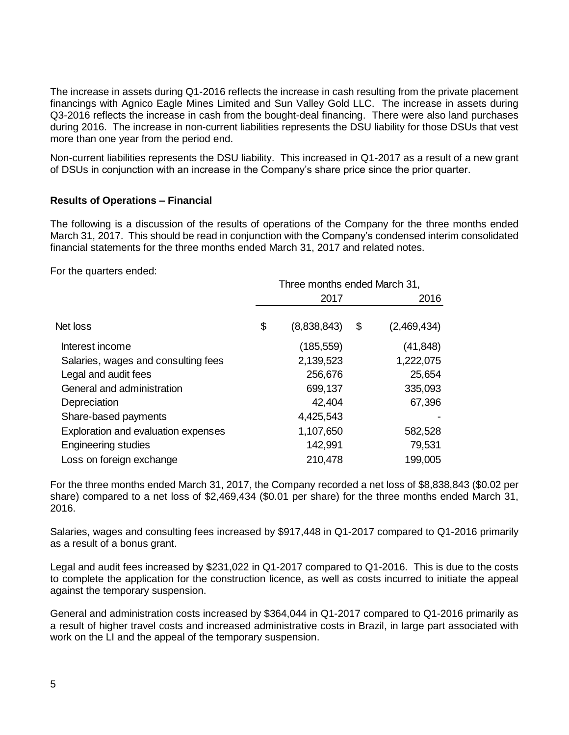The increase in assets during Q1-2016 reflects the increase in cash resulting from the private placement financings with Agnico Eagle Mines Limited and Sun Valley Gold LLC. The increase in assets during Q3-2016 reflects the increase in cash from the bought-deal financing. There were also land purchases during 2016. The increase in non-current liabilities represents the DSU liability for those DSUs that vest more than one year from the period end.

Non-current liabilities represents the DSU liability. This increased in Q1-2017 as a result of a new grant of DSUs in conjunction with an increase in the Company's share price since the prior quarter.

**Results of Operations – Financial**

The following is a discussion of the results of operations of the Company for the three months ended March 31, 2017. This should be read in conjunction with the Company's condensed interim consolidated financial statements for the three months ended March 31, 2017 and related notes.

For the quarters ended:

| | Three months ended March 31, | |
|---|---|---|
| | 2017 | 2016 |
| Net loss | $ (8,838,843) | $ (2,469,434) |
| Interest income | (185,559) | (41,848) |
| Salaries, wages and consulting fees | 2,139,523 | 1,222,075 |
| Legal and audit fees | 256,676 | 25,654 |
| General and administration | 699,137 | 335,093 |
| Depreciation | 42,404 | 67,396 |
| Share-based payments | 4,425,543 | - |
| Exploration and evaluation expenses | 1,107,650 | 582,528 |
| Engineering studies | 142,991 | 79,531 |
| Loss on foreign exchange | 210,478 | 199,005 |

For the three months ended March 31, 2017, the Company recorded a net loss of $8,838,843 ($0.02 per share) compared to a net loss of $2,469,434 ($0.01 per share) for the three months ended March 31, 2016.

Salaries, wages and consulting fees increased by $917,448 in Q1-2017 compared to Q1-2016 primarily as a result of a bonus grant.

Legal and audit fees increased by $231,022 in Q1-2017 compared to Q1-2016. This is due to the costs to complete the application for the construction licence, as well as costs incurred to initiate the appeal against the temporary suspension.

General and administration costs increased by $364,044 in Q1-2017 compared to Q1-2016 primarily as a result of higher travel costs and increased administrative costs in Brazil, in large part associated with work on the LI and the appeal of the temporary suspension.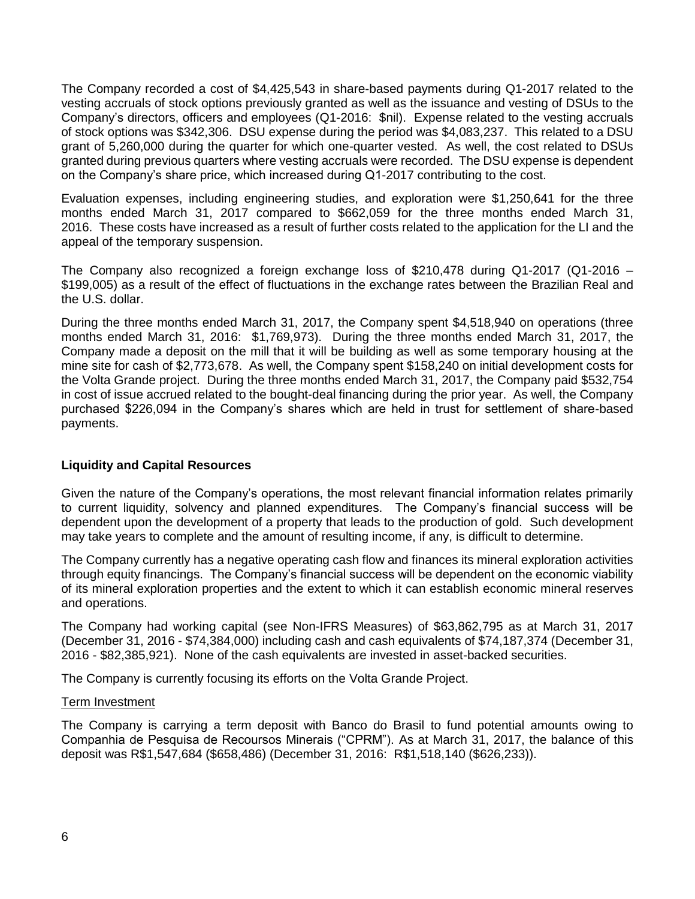The Company recorded a cost of $4,425,543 in share-based payments during Q1-2017 related to the vesting accruals of stock options previously granted as well as the issuance and vesting of DSUs to the Company's directors, officers and employees (Q1-2016: $nil). Expense related to the vesting accruals of stock options was $342,306. DSU expense during the period was $4,083,237. This related to a DSU grant of 5,260,000 during the quarter for which one-quarter vested. As well, the cost related to DSUs granted during previous quarters where vesting accruals were recorded. The DSU expense is dependent on the Company's share price, which increased during Q1-2017 contributing to the cost.

Evaluation expenses, including engineering studies, and exploration were $1,250,641 for the three months ended March 31, 2017 compared to $662,059 for the three months ended March 31, 2016. These costs have increased as a result of further costs related to the application for the LI and the appeal of the temporary suspension.

The Company also recognized a foreign exchange loss of $210,478 during Q1-2017 (Q1-2016 – $199,005) as a result of the effect of fluctuations in the exchange rates between the Brazilian Real and the U.S. dollar.

During the three months ended March 31, 2017, the Company spent $4,518,940 on operations (three months ended March 31, 2016: $1,769,973). During the three months ended March 31, 2017, the Company made a deposit on the mill that it will be building as well as some temporary housing at the mine site for cash of $2,773,678. As well, the Company spent $158,240 on initial development costs for the Volta Grande project. During the three months ended March 31, 2017, the Company paid $532,754 in cost of issue accrued related to the bought-deal financing during the prior year. As well, the Company purchased $226,094 in the Company's shares which are held in trust for settlement of share-based payments.

## Liquidity and Capital Resources

Given the nature of the Company's operations, the most relevant financial information relates primarily to current liquidity, solvency and planned expenditures. The Company's financial success will be dependent upon the development of a property that leads to the production of gold. Such development may take years to complete and the amount of resulting income, if any, is difficult to determine.

The Company currently has a negative operating cash flow and finances its mineral exploration activities through equity financings. The Company's financial success will be dependent on the economic viability of its mineral exploration properties and the extent to which it can establish economic mineral reserves and operations.

The Company had working capital (see Non-IFRS Measures) of $63,862,795 as at March 31, 2017 (December 31, 2016 - $74,384,000) including cash and cash equivalents of $74,187,374 (December 31, 2016 - $82,385,921). None of the cash equivalents are invested in asset-backed securities.

The Company is currently focusing its efforts on the Volta Grande Project.

### Term Investment

The Company is carrying a term deposit with Banco do Brasil to fund potential amounts owing to Companhia de Pesquisa de Recoursos Minerais ("CPRM"). As at March 31, 2017, the balance of this deposit was R$1,547,684 ($658,486) (December 31, 2016: R$1,518,140 ($626,233)).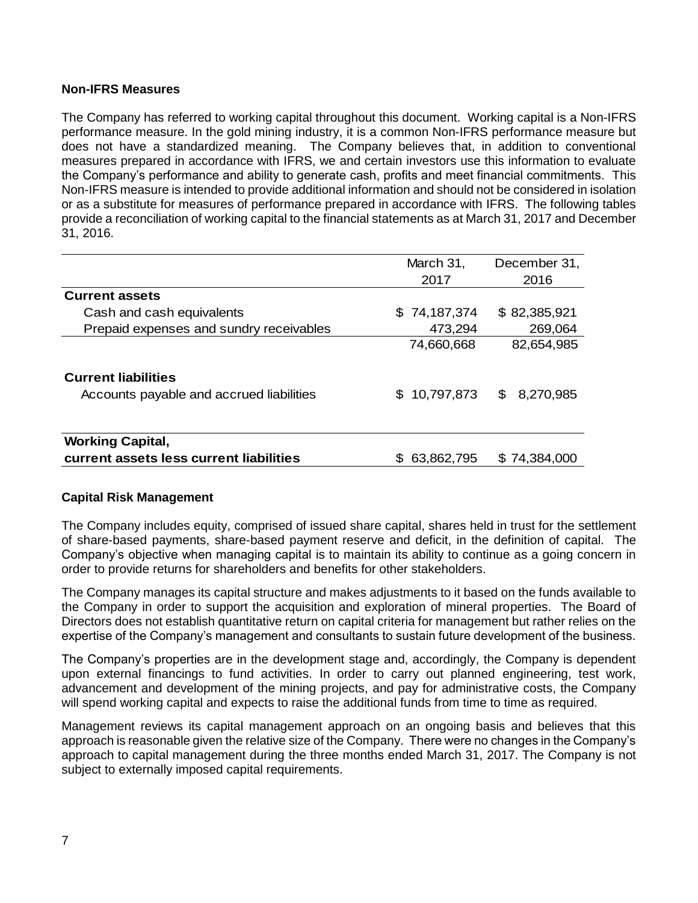### Non-IFRS Measures

The Company has referred to working capital throughout this document. Working capital is a Non-IFRS performance measure. In the gold mining industry, it is a common Non-IFRS performance measure but does not have a standardized meaning. The Company believes that, in addition to conventional measures prepared in accordance with IFRS, we and certain investors use this information to evaluate the Company's performance and ability to generate cash, profits and meet financial commitments. This Non-IFRS measure is intended to provide additional information and should not be considered in isolation or as a substitute for measures of performance prepared in accordance with IFRS. The following tables provide a reconciliation of working capital to the financial statements as at March 31, 2017 and December 31, 2016.

| | March 31, 2017 | December 31, 2016 |
|---|---|---|
| **Current assets** | | |
| Cash and cash equivalents | $ 74,187,374 | $ 82,385,921 |
| Prepaid expenses and sundry receivables | 473,294 | 269,064 |
| | 74,660,668 | 82,654,985 |
| **Current liabilities** | | |
| Accounts payable and accrued liabilities | $ 10,797,873 | $ 8,270,985 |
| **Working Capital, current assets less current liabilities** | $ 63,862,795 | $ 74,384,000 |

### Capital Risk Management

The Company includes equity, comprised of issued share capital, shares held in trust for the settlement of share-based payments, share-based payment reserve and deficit, in the definition of capital. The Company's objective when managing capital is to maintain its ability to continue as a going concern in order to provide returns for shareholders and benefits for other stakeholders.

The Company manages its capital structure and makes adjustments to it based on the funds available to the Company in order to support the acquisition and exploration of mineral properties. The Board of Directors does not establish quantitative return on capital criteria for management but rather relies on the expertise of the Company's management and consultants to sustain future development of the business.

The Company's properties are in the development stage and, accordingly, the Company is dependent upon external financings to fund activities. In order to carry out planned engineering, test work, advancement and development of the mining projects, and pay for administrative costs, the Company will spend working capital and expects to raise the additional funds from time to time as required.

Management reviews its capital management approach on an ongoing basis and believes that this approach is reasonable given the relative size of the Company. There were no changes in the Company's approach to capital management during the three months ended March 31, 2017. The Company is not subject to externally imposed capital requirements.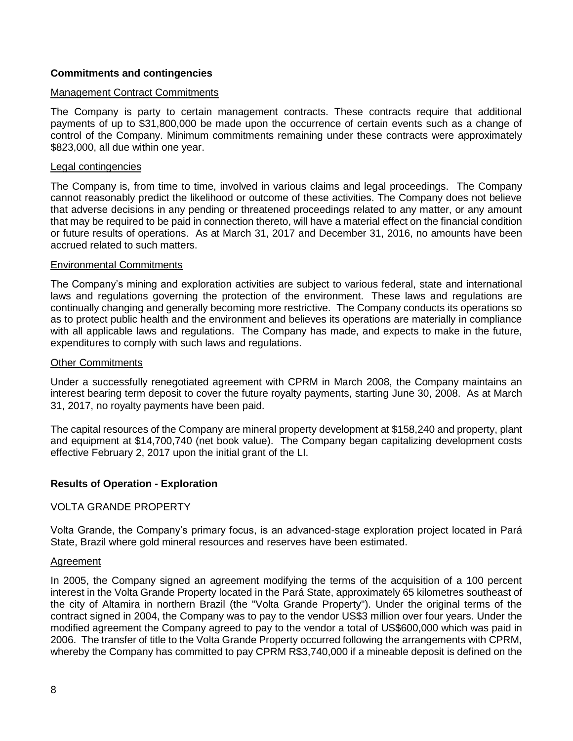## Commitments and contingencies

Management Contract Commitments

The Company is party to certain management contracts. These contracts require that additional payments of up to $31,800,000 be made upon the occurrence of certain events such as a change of control of the Company. Minimum commitments remaining under these contracts were approximately $823,000, all due within one year.

Legal contingencies

The Company is, from time to time, involved in various claims and legal proceedings. The Company cannot reasonably predict the likelihood or outcome of these activities. The Company does not believe that adverse decisions in any pending or threatened proceedings related to any matter, or any amount that may be required to be paid in connection thereto, will have a material effect on the financial condition or future results of operations. As at March 31, 2017 and December 31, 2016, no amounts have been accrued related to such matters.

Environmental Commitments

The Company's mining and exploration activities are subject to various federal, state and international laws and regulations governing the protection of the environment. These laws and regulations are continually changing and generally becoming more restrictive. The Company conducts its operations so as to protect public health and the environment and believes its operations are materially in compliance with all applicable laws and regulations. The Company has made, and expects to make in the future, expenditures to comply with such laws and regulations.

Other Commitments

Under a successfully renegotiated agreement with CPRM in March 2008, the Company maintains an interest bearing term deposit to cover the future royalty payments, starting June 30, 2008. As at March 31, 2017, no royalty payments have been paid.

The capital resources of the Company are mineral property development at $158,240 and property, plant and equipment at $14,700,740 (net book value). The Company began capitalizing development costs effective February 2, 2017 upon the initial grant of the LI.

## Results of Operation - Exploration

VOLTA GRANDE PROPERTY

Volta Grande, the Company's primary focus, is an advanced-stage exploration project located in Pará State, Brazil where gold mineral resources and reserves have been estimated.

Agreement

In 2005, the Company signed an agreement modifying the terms of the acquisition of a 100 percent interest in the Volta Grande Property located in the Pará State, approximately 65 kilometres southeast of the city of Altamira in northern Brazil (the "Volta Grande Property"). Under the original terms of the contract signed in 2004, the Company was to pay to the vendor US$3 million over four years. Under the modified agreement the Company agreed to pay to the vendor a total of US$600,000 which was paid in 2006. The transfer of title to the Volta Grande Property occurred following the arrangements with CPRM, whereby the Company has committed to pay CPRM R$3,740,000 if a mineable deposit is defined on the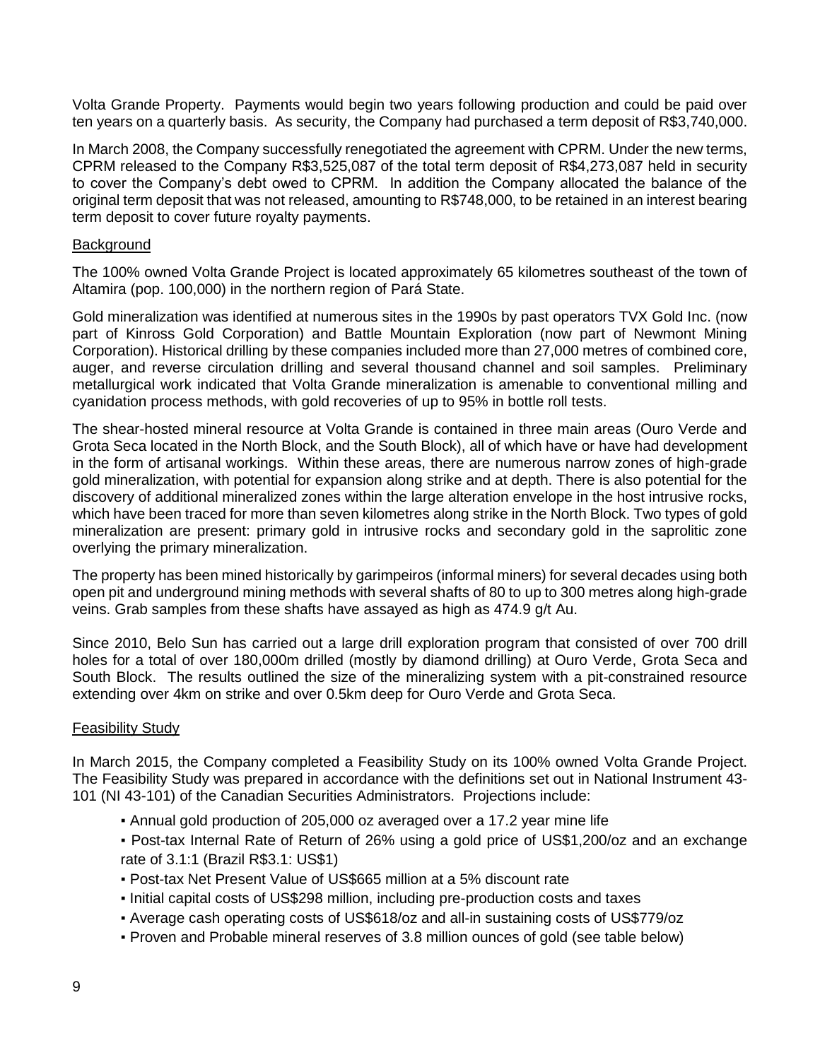Volta Grande Property. Payments would begin two years following production and could be paid over ten years on a quarterly basis. As security, the Company had purchased a term deposit of R$3,740,000.

In March 2008, the Company successfully renegotiated the agreement with CPRM. Under the new terms, CPRM released to the Company R$3,525,087 of the total term deposit of R$4,273,087 held in security to cover the Company's debt owed to CPRM. In addition the Company allocated the balance of the original term deposit that was not released, amounting to R$748,000, to be retained in an interest bearing term deposit to cover future royalty payments.

## Background

The 100% owned Volta Grande Project is located approximately 65 kilometres southeast of the town of Altamira (pop. 100,000) in the northern region of Pará State.

Gold mineralization was identified at numerous sites in the 1990s by past operators TVX Gold Inc. (now part of Kinross Gold Corporation) and Battle Mountain Exploration (now part of Newmont Mining Corporation). Historical drilling by these companies included more than 27,000 metres of combined core, auger, and reverse circulation drilling and several thousand channel and soil samples. Preliminary metallurgical work indicated that Volta Grande mineralization is amenable to conventional milling and cyanidation process methods, with gold recoveries of up to 95% in bottle roll tests.

The shear-hosted mineral resource at Volta Grande is contained in three main areas (Ouro Verde and Grota Seca located in the North Block, and the South Block), all of which have or have had development in the form of artisanal workings. Within these areas, there are numerous narrow zones of high-grade gold mineralization, with potential for expansion along strike and at depth. There is also potential for the discovery of additional mineralized zones within the large alteration envelope in the host intrusive rocks, which have been traced for more than seven kilometres along strike in the North Block. Two types of gold mineralization are present: primary gold in intrusive rocks and secondary gold in the saprolitic zone overlying the primary mineralization.

The property has been mined historically by garimpeiros (informal miners) for several decades using both open pit and underground mining methods with several shafts of 80 to up to 300 metres along high-grade veins. Grab samples from these shafts have assayed as high as 474.9 g/t Au.

Since 2010, Belo Sun has carried out a large drill exploration program that consisted of over 700 drill holes for a total of over 180,000m drilled (mostly by diamond drilling) at Ouro Verde, Grota Seca and South Block. The results outlined the size of the mineralizing system with a pit-constrained resource extending over 4km on strike and over 0.5km deep for Ouro Verde and Grota Seca.

## Feasibility Study

In March 2015, the Company completed a Feasibility Study on its 100% owned Volta Grande Project. The Feasibility Study was prepared in accordance with the definitions set out in National Instrument 43-101 (NI 43-101) of the Canadian Securities Administrators. Projections include:

- Annual gold production of 205,000 oz averaged over a 17.2 year mine life
- Post-tax Internal Rate of Return of 26% using a gold price of US$1,200/oz and an exchange rate of 3.1:1 (Brazil R$3.1: US$1)
- Post-tax Net Present Value of US$665 million at a 5% discount rate
- Initial capital costs of US$298 million, including pre-production costs and taxes
- Average cash operating costs of US$618/oz and all-in sustaining costs of US$779/oz
- Proven and Probable mineral reserves of 3.8 million ounces of gold (see table below)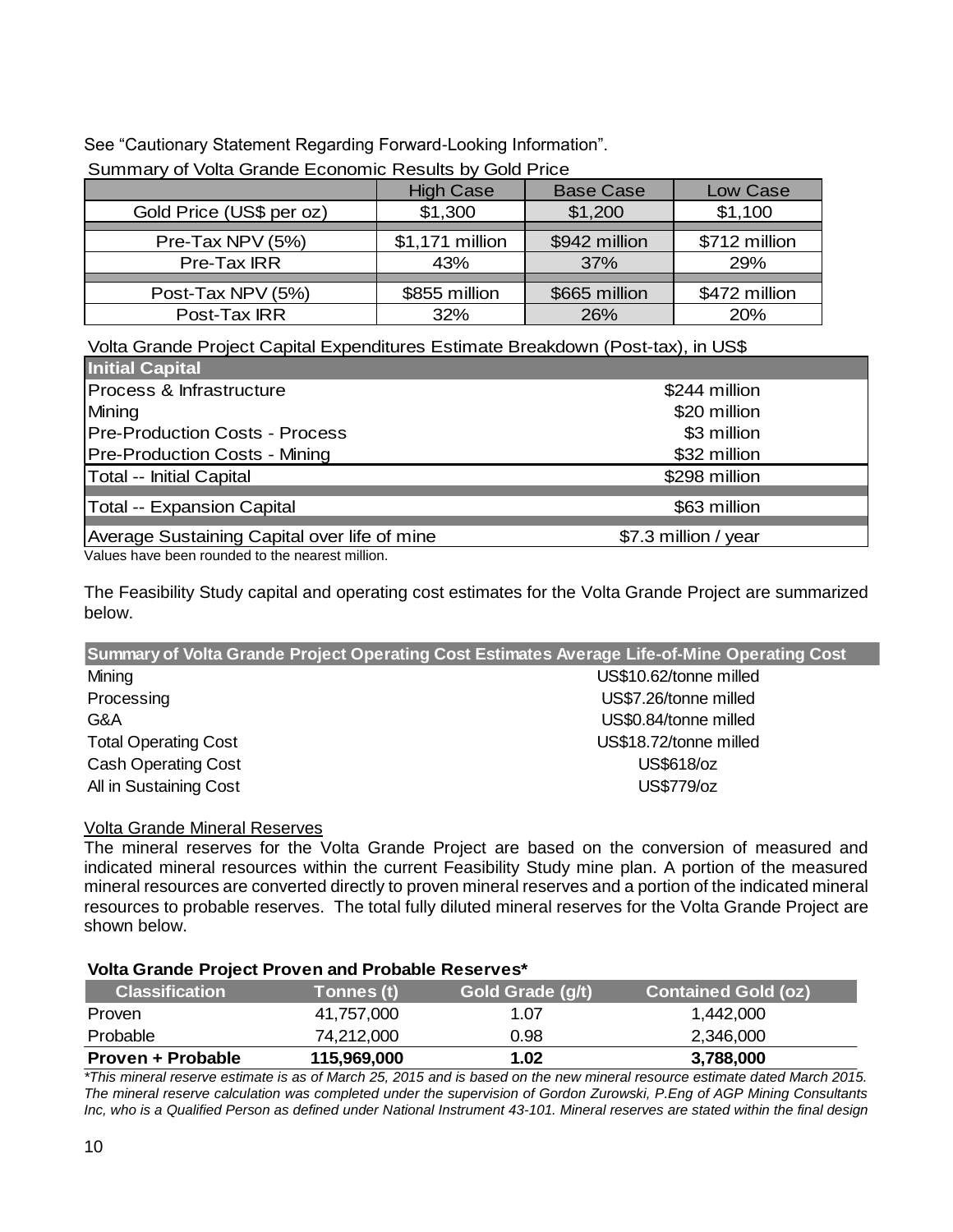See "Cautionary Statement Regarding Forward-Looking Information".

Summary of Volta Grande Economic Results by Gold Price

| | High Case | Base Case | Low Case |
|---|---|---|---|
| Gold Price (US$ per oz) | $1,300 | $1,200 | $1,100 |
| Pre-Tax NPV (5%) | $1,171 million | $942 million | $712 million |
| Pre-Tax IRR | 43% | 37% | 29% |
| Post-Tax NPV (5%) | $855 million | $665 million | $472 million |
| Post-Tax IRR | 32% | 26% | 20% |

Volta Grande Project Capital Expenditures Estimate Breakdown (Post-tax), in US$

| Initial Capital | |
|---|---|
| Process & Infrastructure | $244 million |
| Mining | $20 million |
| Pre-Production Costs - Process | $3 million |
| Pre-Production Costs - Mining | $32 million |
| Total -- Initial Capital | $298 million |
| Total -- Expansion Capital | $63 million |
| Average Sustaining Capital over life of mine | $7.3 million / year |

Values have been rounded to the nearest million.

The Feasibility Study capital and operating cost estimates for the Volta Grande Project are summarized below.

| Summary of Volta Grande Project Operating Cost Estimates Average Life-of-Mine Operating Cost | |
|---|---|
| Mining | US$10.62/tonne milled |
| Processing | US$7.26/tonne milled |
| G&A | US$0.84/tonne milled |
| Total Operating Cost | US$18.72/tonne milled |
| Cash Operating Cost | US$618/oz |
| All in Sustaining Cost | US$779/oz |

Volta Grande Mineral Reserves

The mineral reserves for the Volta Grande Project are based on the conversion of measured and indicated mineral resources within the current Feasibility Study mine plan. A portion of the measured mineral resources are converted directly to proven mineral reserves and a portion of the indicated mineral resources to probable reserves. The total fully diluted mineral reserves for the Volta Grande Project are shown below.

**Volta Grande Project Proven and Probable Reserves***

| Classification | Tonnes (t) | Gold Grade (g/t) | Contained Gold (oz) |
|---|---|---|---|
| Proven | 41,757,000 | 1.07 | 1,442,000 |
| Probable | 74,212,000 | 0.98 | 2,346,000 |
| **Proven + Probable** | **115,969,000** | **1.02** | **3,788,000** |

*\*This mineral reserve estimate is as of March 25, 2015 and is based on the new mineral resource estimate dated March 2015. The mineral reserve calculation was completed under the supervision of Gordon Zurowski, P.Eng of AGP Mining Consultants Inc, who is a Qualified Person as defined under National Instrument 43-101. Mineral reserves are stated within the final design*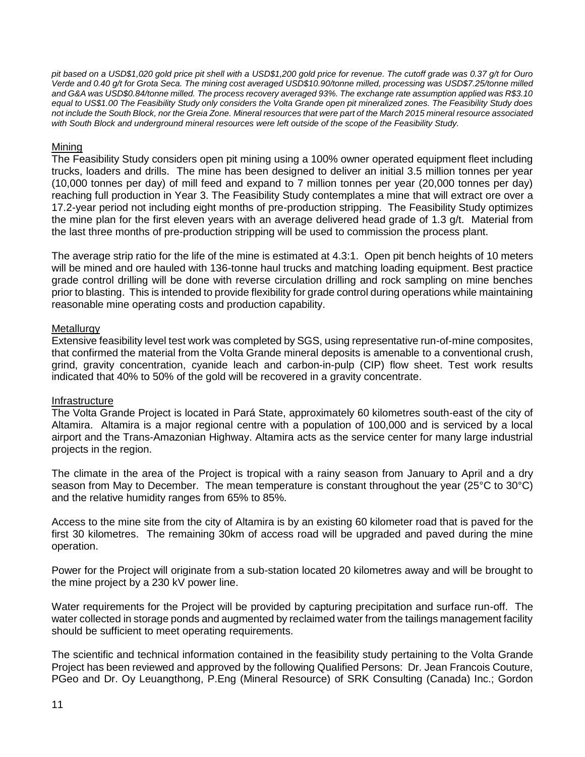*pit based on a USD$1,020 gold price pit shell with a USD$1,200 gold price for revenue. The cutoff grade was 0.37 g/t for Ouro Verde and 0.40 g/t for Grota Seca. The mining cost averaged USD$10.90/tonne milled, processing was USD$7.25/tonne milled and G&A was USD$0.84/tonne milled. The process recovery averaged 93%. The exchange rate assumption applied was R$3.10 equal to US$1.00 The Feasibility Study only considers the Volta Grande open pit mineralized zones. The Feasibility Study does not include the South Block, nor the Greia Zone. Mineral resources that were part of the March 2015 mineral resource associated with South Block and underground mineral resources were left outside of the scope of the Feasibility Study.*

### Mining

The Feasibility Study considers open pit mining using a 100% owner operated equipment fleet including trucks, loaders and drills. The mine has been designed to deliver an initial 3.5 million tonnes per year (10,000 tonnes per day) of mill feed and expand to 7 million tonnes per year (20,000 tonnes per day) reaching full production in Year 3. The Feasibility Study contemplates a mine that will extract ore over a 17.2-year period not including eight months of pre-production stripping. The Feasibility Study optimizes the mine plan for the first eleven years with an average delivered head grade of 1.3 g/t. Material from the last three months of pre-production stripping will be used to commission the process plant.

The average strip ratio for the life of the mine is estimated at 4.3:1. Open pit bench heights of 10 meters will be mined and ore hauled with 136-tonne haul trucks and matching loading equipment. Best practice grade control drilling will be done with reverse circulation drilling and rock sampling on mine benches prior to blasting. This is intended to provide flexibility for grade control during operations while maintaining reasonable mine operating costs and production capability.

### Metallurgy

Extensive feasibility level test work was completed by SGS, using representative run-of-mine composites, that confirmed the material from the Volta Grande mineral deposits is amenable to a conventional crush, grind, gravity concentration, cyanide leach and carbon-in-pulp (CIP) flow sheet. Test work results indicated that 40% to 50% of the gold will be recovered in a gravity concentrate.

### Infrastructure

The Volta Grande Project is located in Pará State, approximately 60 kilometres south-east of the city of Altamira. Altamira is a major regional centre with a population of 100,000 and is serviced by a local airport and the Trans-Amazonian Highway. Altamira acts as the service center for many large industrial projects in the region.

The climate in the area of the Project is tropical with a rainy season from January to April and a dry season from May to December. The mean temperature is constant throughout the year (25°C to 30°C) and the relative humidity ranges from 65% to 85%.

Access to the mine site from the city of Altamira is by an existing 60 kilometer road that is paved for the first 30 kilometres. The remaining 30km of access road will be upgraded and paved during the mine operation.

Power for the Project will originate from a sub-station located 20 kilometres away and will be brought to the mine project by a 230 kV power line.

Water requirements for the Project will be provided by capturing precipitation and surface run-off. The water collected in storage ponds and augmented by reclaimed water from the tailings management facility should be sufficient to meet operating requirements.

The scientific and technical information contained in the feasibility study pertaining to the Volta Grande Project has been reviewed and approved by the following Qualified Persons: Dr. Jean Francois Couture, PGeo and Dr. Oy Leuangthong, P.Eng (Mineral Resource) of SRK Consulting (Canada) Inc.; Gordon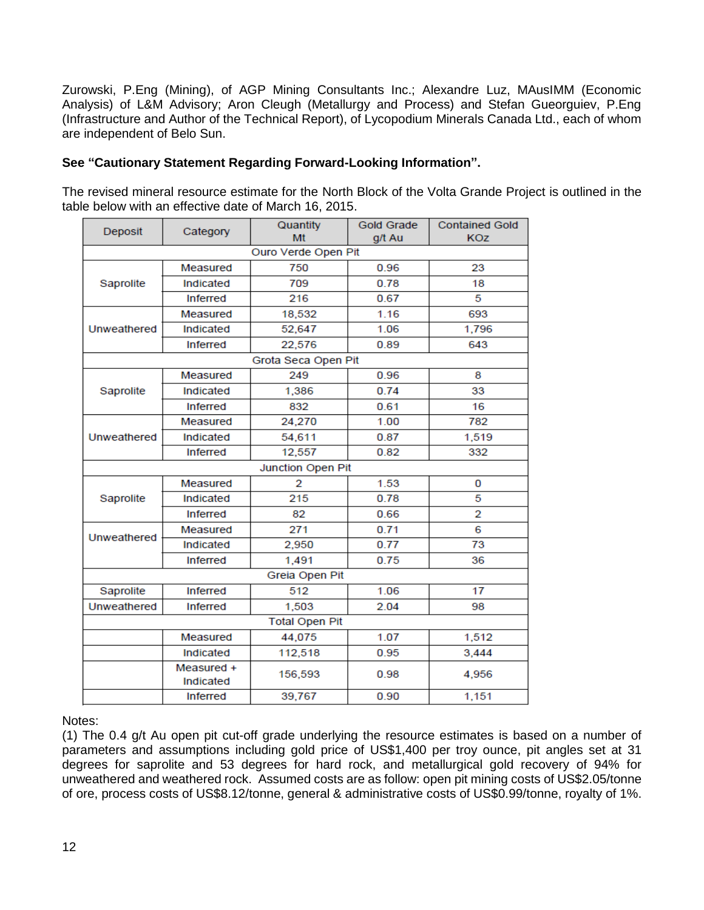Zurowski, P.Eng (Mining), of AGP Mining Consultants Inc.; Alexandre Luz, MAusIMM (Economic Analysis) of L&M Advisory; Aron Cleugh (Metallurgy and Process) and Stefan Gueorguiev, P.Eng (Infrastructure and Author of the Technical Report), of Lycopodium Minerals Canada Ltd., each of whom are independent of Belo Sun.

**See "Cautionary Statement Regarding Forward-Looking Information".**

The revised mineral resource estimate for the North Block of the Volta Grande Project is outlined in the table below with an effective date of March 16, 2015.

| Deposit | Category | Quantity Mt | Gold Grade g/t Au | Contained Gold KOz |
|---|---|---|---|---|
| Ouro Verde Open Pit | | | | |
| Saprolite | Measured | 750 | 0.96 | 23 |
| | Indicated | 709 | 0.78 | 18 |
| | Inferred | 216 | 0.67 | 5 |
| Unweathered | Measured | 18,532 | 1.16 | 693 |
| | Indicated | 52,647 | 1.06 | 1,796 |
| | Inferred | 22,576 | 0.89 | 643 |
| Grota Seca Open Pit | | | | |
| Saprolite | Measured | 249 | 0.96 | 8 |
| | Indicated | 1,386 | 0.74 | 33 |
| | Inferred | 832 | 0.61 | 16 |
| Unweathered | Measured | 24,270 | 1.00 | 782 |
| | Indicated | 54,611 | 0.87 | 1,519 |
| | Inferred | 12,557 | 0.82 | 332 |
| Junction Open Pit | | | | |
| Saprolite | Measured | 2 | 1.53 | 0 |
| | Indicated | 215 | 0.78 | 5 |
| | Inferred | 82 | 0.66 | 2 |
| Unweathered | Measured | 271 | 0.71 | 6 |
| | Indicated | 2,950 | 0.77 | 73 |
| | Inferred | 1,491 | 0.75 | 36 |
| Greia Open Pit | | | | |
| Saprolite | Inferred | 512 | 1.06 | 17 |
| Unweathered | Inferred | 1,503 | 2.04 | 98 |
| Total Open Pit | | | | |
| | Measured | 44,075 | 1.07 | 1,512 |
| | Indicated | 112,518 | 0.95 | 3,444 |
| | Measured + Indicated | 156,593 | 0.98 | 4,956 |
| | Inferred | 39,767 | 0.90 | 1,151 |

Notes:

(1) The 0.4 g/t Au open pit cut-off grade underlying the resource estimates is based on a number of parameters and assumptions including gold price of US$1,400 per troy ounce, pit angles set at 31 degrees for saprolite and 53 degrees for hard rock, and metallurgical gold recovery of 94% for unweathered and weathered rock. Assumed costs are as follow: open pit mining costs of US$2.05/tonne of ore, process costs of US$8.12/tonne, general & administrative costs of US$0.99/tonne, royalty of 1%.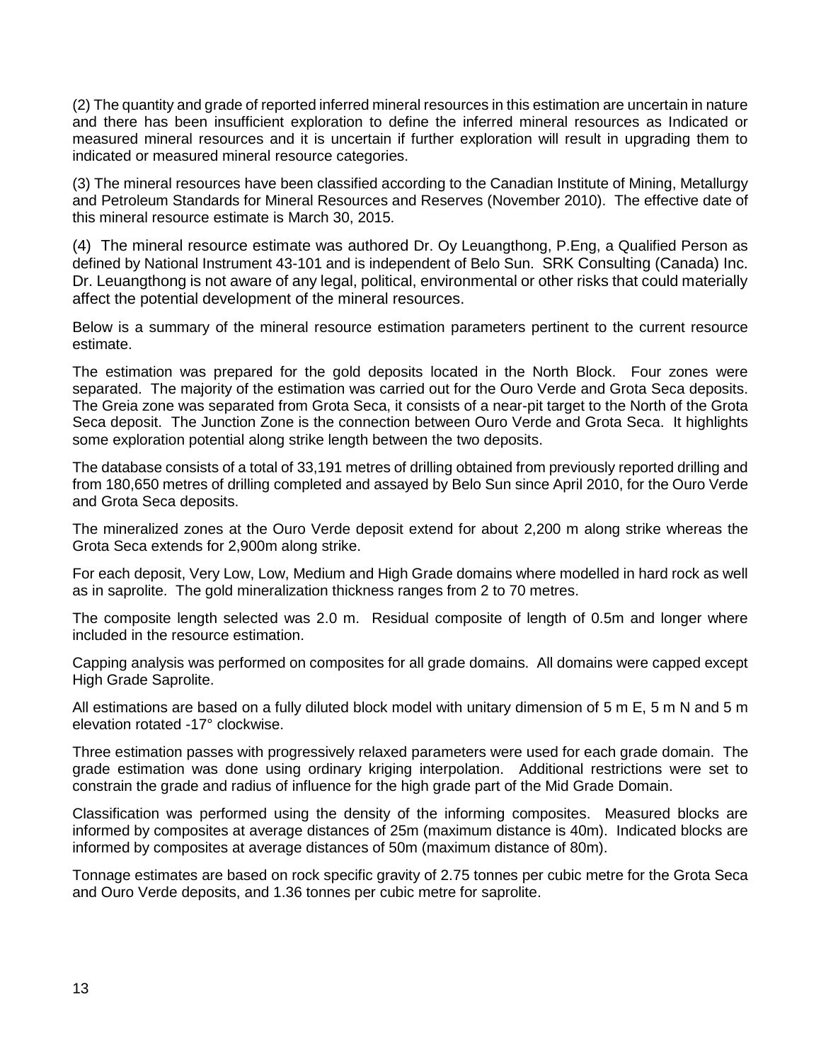(2) The quantity and grade of reported inferred mineral resources in this estimation are uncertain in nature and there has been insufficient exploration to define the inferred mineral resources as Indicated or measured mineral resources and it is uncertain if further exploration will result in upgrading them to indicated or measured mineral resource categories.

(3) The mineral resources have been classified according to the Canadian Institute of Mining, Metallurgy and Petroleum Standards for Mineral Resources and Reserves (November 2010). The effective date of this mineral resource estimate is March 30, 2015.

(4) The mineral resource estimate was authored Dr. Oy Leuangthong, P.Eng, a Qualified Person as defined by National Instrument 43-101 and is independent of Belo Sun. SRK Consulting (Canada) Inc. Dr. Leuangthong is not aware of any legal, political, environmental or other risks that could materially affect the potential development of the mineral resources.

Below is a summary of the mineral resource estimation parameters pertinent to the current resource estimate.

The estimation was prepared for the gold deposits located in the North Block. Four zones were separated. The majority of the estimation was carried out for the Ouro Verde and Grota Seca deposits. The Greia zone was separated from Grota Seca, it consists of a near-pit target to the North of the Grota Seca deposit. The Junction Zone is the connection between Ouro Verde and Grota Seca. It highlights some exploration potential along strike length between the two deposits.

The database consists of a total of 33,191 metres of drilling obtained from previously reported drilling and from 180,650 metres of drilling completed and assayed by Belo Sun since April 2010, for the Ouro Verde and Grota Seca deposits.

The mineralized zones at the Ouro Verde deposit extend for about 2,200 m along strike whereas the Grota Seca extends for 2,900m along strike.

For each deposit, Very Low, Low, Medium and High Grade domains where modelled in hard rock as well as in saprolite. The gold mineralization thickness ranges from 2 to 70 metres.

The composite length selected was 2.0 m. Residual composite of length of 0.5m and longer where included in the resource estimation.

Capping analysis was performed on composites for all grade domains. All domains were capped except High Grade Saprolite.

All estimations are based on a fully diluted block model with unitary dimension of 5 m E, 5 m N and 5 m elevation rotated -17° clockwise.

Three estimation passes with progressively relaxed parameters were used for each grade domain. The grade estimation was done using ordinary kriging interpolation. Additional restrictions were set to constrain the grade and radius of influence for the high grade part of the Mid Grade Domain.

Classification was performed using the density of the informing composites. Measured blocks are informed by composites at average distances of 25m (maximum distance is 40m). Indicated blocks are informed by composites at average distances of 50m (maximum distance of 80m).

Tonnage estimates are based on rock specific gravity of 2.75 tonnes per cubic metre for the Grota Seca and Ouro Verde deposits, and 1.36 tonnes per cubic metre for saprolite.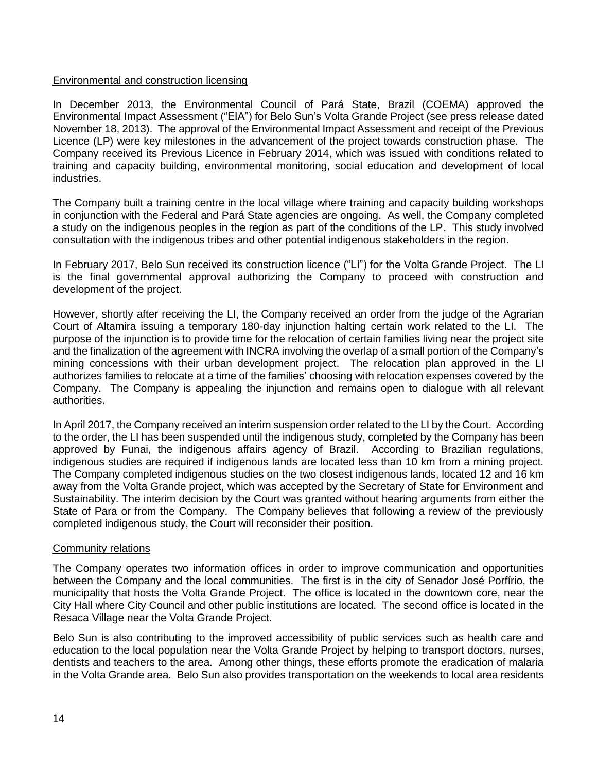Environmental and construction licensing

In December 2013, the Environmental Council of Pará State, Brazil (COEMA) approved the Environmental Impact Assessment ("EIA") for Belo Sun's Volta Grande Project (see press release dated November 18, 2013). The approval of the Environmental Impact Assessment and receipt of the Previous Licence (LP) were key milestones in the advancement of the project towards construction phase. The Company received its Previous Licence in February 2014, which was issued with conditions related to training and capacity building, environmental monitoring, social education and development of local industries.

The Company built a training centre in the local village where training and capacity building workshops in conjunction with the Federal and Pará State agencies are ongoing. As well, the Company completed a study on the indigenous peoples in the region as part of the conditions of the LP. This study involved consultation with the indigenous tribes and other potential indigenous stakeholders in the region.

In February 2017, Belo Sun received its construction licence ("LI") for the Volta Grande Project. The LI is the final governmental approval authorizing the Company to proceed with construction and development of the project.

However, shortly after receiving the LI, the Company received an order from the judge of the Agrarian Court of Altamira issuing a temporary 180-day injunction halting certain work related to the LI. The purpose of the injunction is to provide time for the relocation of certain families living near the project site and the finalization of the agreement with INCRA involving the overlap of a small portion of the Company's mining concessions with their urban development project. The relocation plan approved in the LI authorizes families to relocate at a time of the families' choosing with relocation expenses covered by the Company. The Company is appealing the injunction and remains open to dialogue with all relevant authorities.

In April 2017, the Company received an interim suspension order related to the LI by the Court. According to the order, the LI has been suspended until the indigenous study, completed by the Company has been approved by Funai, the indigenous affairs agency of Brazil. According to Brazilian regulations, indigenous studies are required if indigenous lands are located less than 10 km from a mining project. The Company completed indigenous studies on the two closest indigenous lands, located 12 and 16 km away from the Volta Grande project, which was accepted by the Secretary of State for Environment and Sustainability. The interim decision by the Court was granted without hearing arguments from either the State of Para or from the Company. The Company believes that following a review of the previously completed indigenous study, the Court will reconsider their position.

Community relations

The Company operates two information offices in order to improve communication and opportunities between the Company and the local communities. The first is in the city of Senador José Porfírio, the municipality that hosts the Volta Grande Project. The office is located in the downtown core, near the City Hall where City Council and other public institutions are located. The second office is located in the Resaca Village near the Volta Grande Project.

Belo Sun is also contributing to the improved accessibility of public services such as health care and education to the local population near the Volta Grande Project by helping to transport doctors, nurses, dentists and teachers to the area. Among other things, these efforts promote the eradication of malaria in the Volta Grande area. Belo Sun also provides transportation on the weekends to local area residents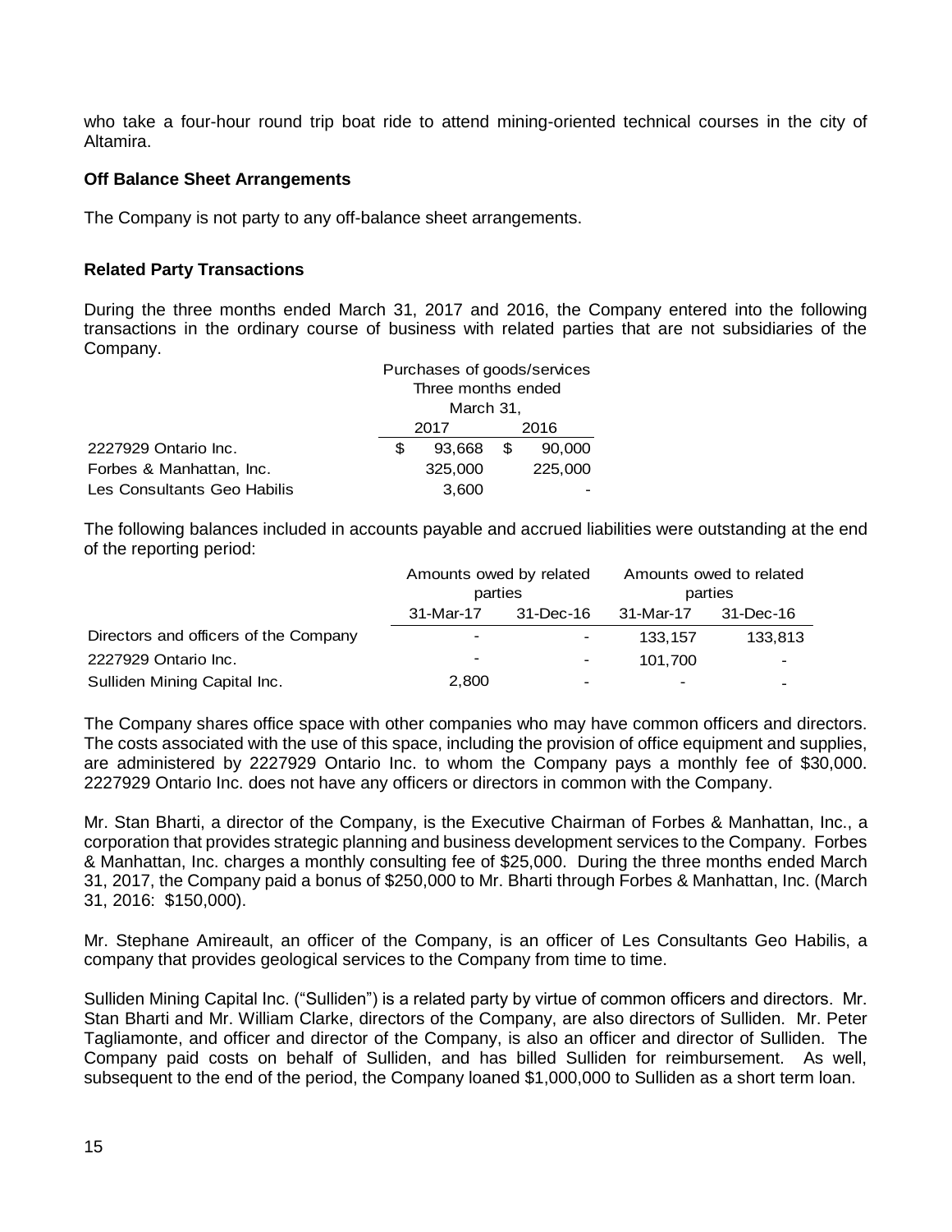who take a four-hour round trip boat ride to attend mining-oriented technical courses in the city of Altamira.

**Off Balance Sheet Arrangements**

The Company is not party to any off-balance sheet arrangements.

**Related Party Transactions**

During the three months ended March 31, 2017 and 2016, the Company entered into the following transactions in the ordinary course of business with related parties that are not subsidiaries of the Company.

| | Purchases of goods/services Three months ended March 31, | |
|---|---|---|
| | 2017 | 2016 |
| 2227929 Ontario Inc. | $ 93,668 | $ 90,000 |
| Forbes & Manhattan, Inc. | 325,000 | 225,000 |
| Les Consultants Geo Habilis | 3,600 | - |

The following balances included in accounts payable and accrued liabilities were outstanding at the end of the reporting period:

| | Amounts owed by related parties | | Amounts owed to related parties | |
|---|---|---|---|---|
| | 31-Mar-17 | 31-Dec-16 | 31-Mar-17 | 31-Dec-16 |
| Directors and officers of the Company | - | - | 133,157 | 133,813 |
| 2227929 Ontario Inc. | - | - | 101,700 | - |
| Sulliden Mining Capital Inc. | 2,800 | - | - | - |

The Company shares office space with other companies who may have common officers and directors. The costs associated with the use of this space, including the provision of office equipment and supplies, are administered by 2227929 Ontario Inc. to whom the Company pays a monthly fee of $30,000. 2227929 Ontario Inc. does not have any officers or directors in common with the Company.

Mr. Stan Bharti, a director of the Company, is the Executive Chairman of Forbes & Manhattan, Inc., a corporation that provides strategic planning and business development services to the Company. Forbes & Manhattan, Inc. charges a monthly consulting fee of $25,000. During the three months ended March 31, 2017, the Company paid a bonus of $250,000 to Mr. Bharti through Forbes & Manhattan, Inc. (March 31, 2016: $150,000).

Mr. Stephane Amireault, an officer of the Company, is an officer of Les Consultants Geo Habilis, a company that provides geological services to the Company from time to time.

Sulliden Mining Capital Inc. ("Sulliden") is a related party by virtue of common officers and directors. Mr. Stan Bharti and Mr. William Clarke, directors of the Company, are also directors of Sulliden. Mr. Peter Tagliamonte, and officer and director of the Company, is also an officer and director of Sulliden. The Company paid costs on behalf of Sulliden, and has billed Sulliden for reimbursement. As well, subsequent to the end of the period, the Company loaned $1,000,000 to Sulliden as a short term loan.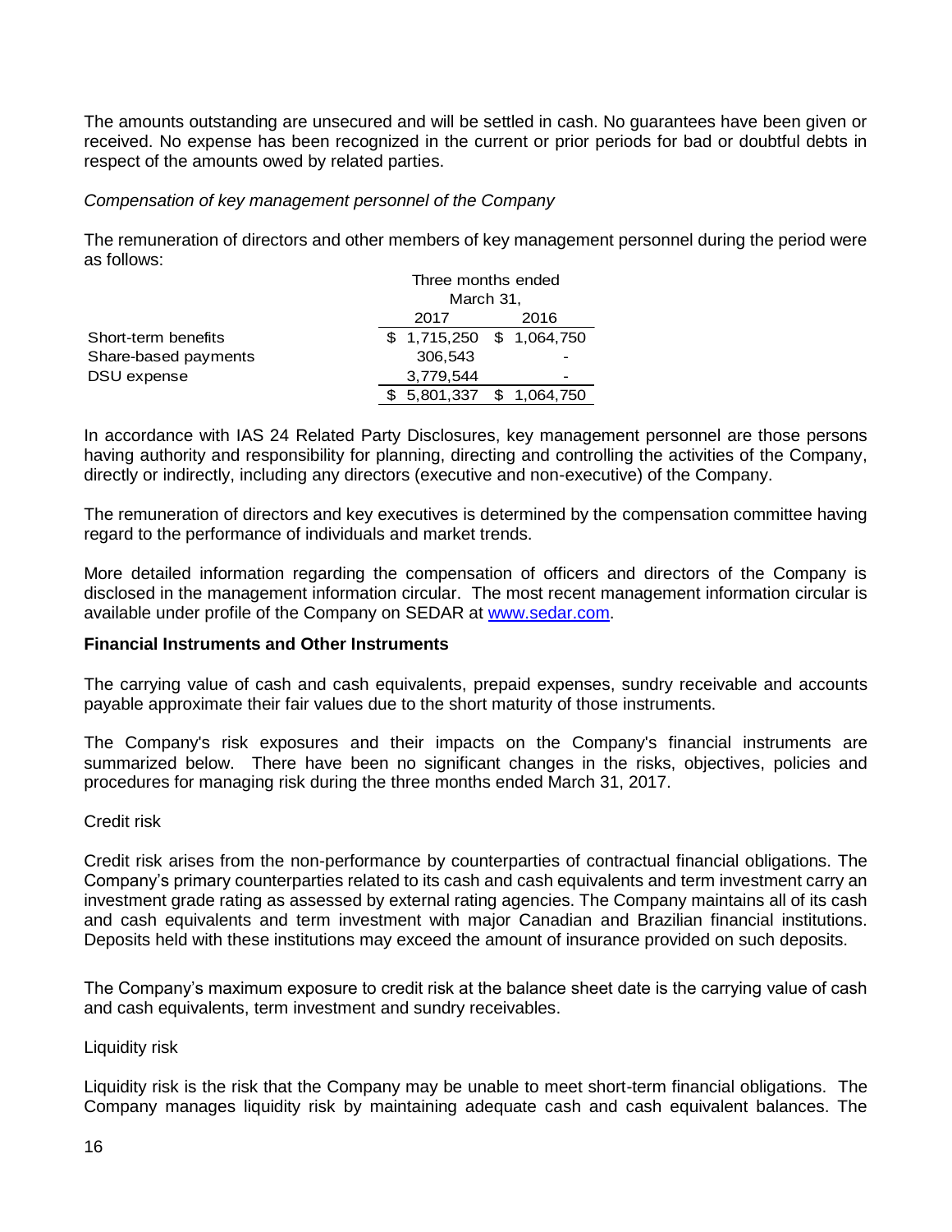The amounts outstanding are unsecured and will be settled in cash. No guarantees have been given or received. No expense has been recognized in the current or prior periods for bad or doubtful debts in respect of the amounts owed by related parties.

*Compensation of key management personnel of the Company*

The remuneration of directors and other members of key management personnel during the period were as follows:

| | Three months ended March 31, | |
|---|---|---|
| | 2017 | 2016 |
| Short-term benefits | $ 1,715,250 | $ 1,064,750 |
| Share-based payments | 306,543 | - |
| DSU expense | 3,779,544 | - |
| | $ 5,801,337 | $ 1,064,750 |

In accordance with IAS 24 Related Party Disclosures, key management personnel are those persons having authority and responsibility for planning, directing and controlling the activities of the Company, directly or indirectly, including any directors (executive and non-executive) of the Company.

The remuneration of directors and key executives is determined by the compensation committee having regard to the performance of individuals and market trends.

More detailed information regarding the compensation of officers and directors of the Company is disclosed in the management information circular. The most recent management information circular is available under profile of the Company on SEDAR at [www.sedar.com](http://www.sedar.com).

**Financial Instruments and Other Instruments**

The carrying value of cash and cash equivalents, prepaid expenses, sundry receivable and accounts payable approximate their fair values due to the short maturity of those instruments.

The Company's risk exposures and their impacts on the Company's financial instruments are summarized below. There have been no significant changes in the risks, objectives, policies and procedures for managing risk during the three months ended March 31, 2017.

Credit risk

Credit risk arises from the non-performance by counterparties of contractual financial obligations. The Company's primary counterparties related to its cash and cash equivalents and term investment carry an investment grade rating as assessed by external rating agencies. The Company maintains all of its cash and cash equivalents and term investment with major Canadian and Brazilian financial institutions. Deposits held with these institutions may exceed the amount of insurance provided on such deposits.

The Company's maximum exposure to credit risk at the balance sheet date is the carrying value of cash and cash equivalents, term investment and sundry receivables.

Liquidity risk

Liquidity risk is the risk that the Company may be unable to meet short-term financial obligations. The Company manages liquidity risk by maintaining adequate cash and cash equivalent balances. The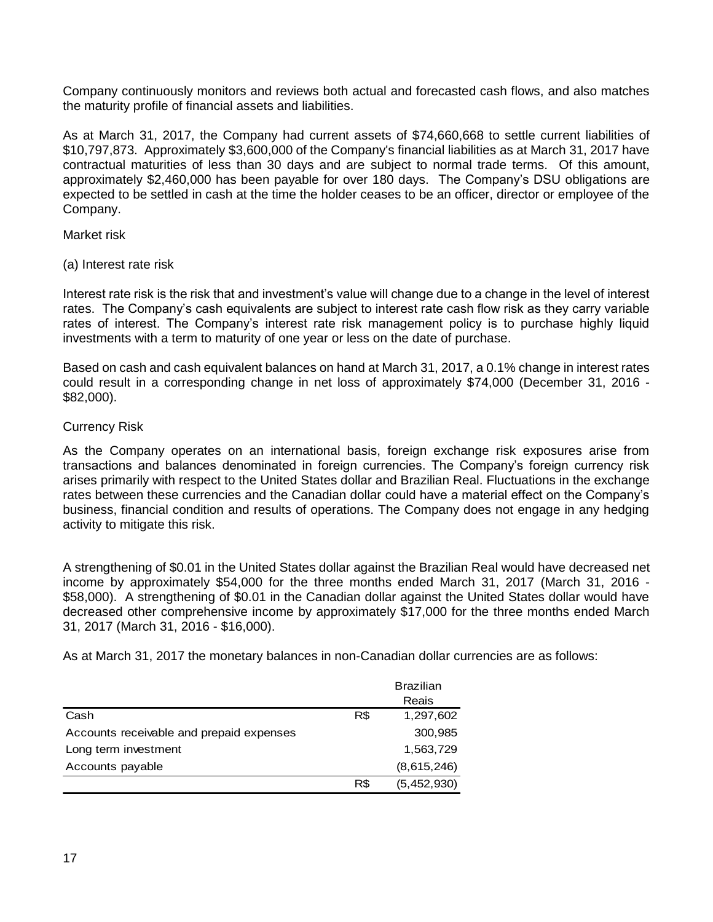Company continuously monitors and reviews both actual and forecasted cash flows, and also matches the maturity profile of financial assets and liabilities.

As at March 31, 2017, the Company had current assets of $74,660,668 to settle current liabilities of $10,797,873. Approximately $3,600,000 of the Company's financial liabilities as at March 31, 2017 have contractual maturities of less than 30 days and are subject to normal trade terms. Of this amount, approximately $2,460,000 has been payable for over 180 days. The Company's DSU obligations are expected to be settled in cash at the time the holder ceases to be an officer, director or employee of the Company.

Market risk

(a) Interest rate risk

Interest rate risk is the risk that and investment's value will change due to a change in the level of interest rates. The Company's cash equivalents are subject to interest rate cash flow risk as they carry variable rates of interest. The Company's interest rate risk management policy is to purchase highly liquid investments with a term to maturity of one year or less on the date of purchase.

Based on cash and cash equivalent balances on hand at March 31, 2017, a 0.1% change in interest rates could result in a corresponding change in net loss of approximately $74,000 (December 31, 2016 - $82,000).

Currency Risk

As the Company operates on an international basis, foreign exchange risk exposures arise from transactions and balances denominated in foreign currencies. The Company's foreign currency risk arises primarily with respect to the United States dollar and Brazilian Real. Fluctuations in the exchange rates between these currencies and the Canadian dollar could have a material effect on the Company's business, financial condition and results of operations. The Company does not engage in any hedging activity to mitigate this risk.

A strengthening of $0.01 in the United States dollar against the Brazilian Real would have decreased net income by approximately $54,000 for the three months ended March 31, 2017 (March 31, 2016 - $58,000). A strengthening of $0.01 in the Canadian dollar against the United States dollar would have decreased other comprehensive income by approximately $17,000 for the three months ended March 31, 2017 (March 31, 2016 - $16,000).

As at March 31, 2017 the monetary balances in non-Canadian dollar currencies are as follows:

| | | Brazilian Reais |
|---|---|---|
| Cash | R$ | 1,297,602 |
| Accounts receivable and prepaid expenses | | 300,985 |
| Long term investment | | 1,563,729 |
| Accounts payable | | (8,615,246) |
| | R$ | (5,452,930) |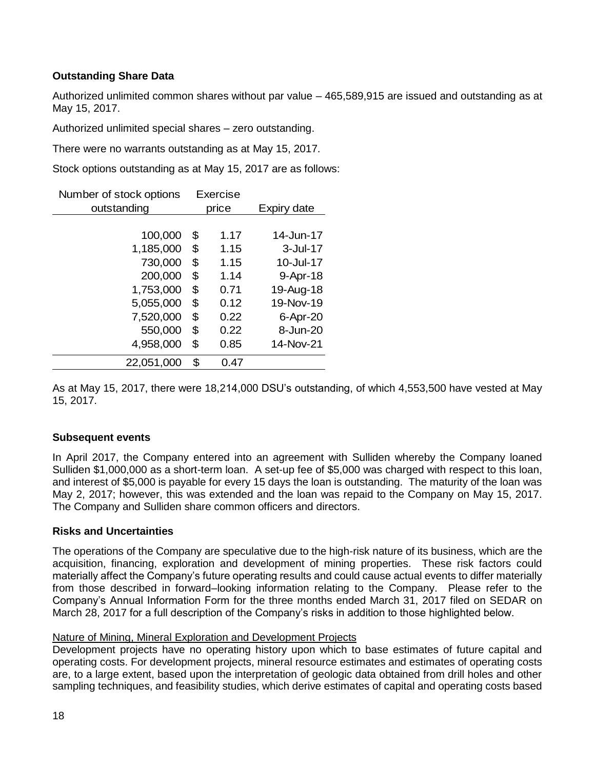**Outstanding Share Data**

Authorized unlimited common shares without par value – 465,589,915 are issued and outstanding as at May 15, 2017.

Authorized unlimited special shares – zero outstanding.

There were no warrants outstanding as at May 15, 2017.

Stock options outstanding as at May 15, 2017 are as follows:

| Number of stock options outstanding | Exercise price | Expiry date |
|---|---|---|
| 100,000 | $ 1.17 | 14-Jun-17 |
| 1,185,000 | $ 1.15 | 3-Jul-17 |
| 730,000 | $ 1.15 | 10-Jul-17 |
| 200,000 | $ 1.14 | 9-Apr-18 |
| 1,753,000 | $ 0.71 | 19-Aug-18 |
| 5,055,000 | $ 0.12 | 19-Nov-19 |
| 7,520,000 | $ 0.22 | 6-Apr-20 |
| 550,000 | $ 0.22 | 8-Jun-20 |
| 4,958,000 | $ 0.85 | 14-Nov-21 |
| 22,051,000 | $ 0.47 | |

As at May 15, 2017, there were 18,214,000 DSU's outstanding, of which 4,553,500 have vested at May 15, 2017.

**Subsequent events**

In April 2017, the Company entered into an agreement with Sulliden whereby the Company loaned Sulliden $1,000,000 as a short-term loan. A set-up fee of $5,000 was charged with respect to this loan, and interest of $5,000 is payable for every 15 days the loan is outstanding. The maturity of the loan was May 2, 2017; however, this was extended and the loan was repaid to the Company on May 15, 2017. The Company and Sulliden share common officers and directors.

**Risks and Uncertainties**

The operations of the Company are speculative due to the high-risk nature of its business, which are the acquisition, financing, exploration and development of mining properties. These risk factors could materially affect the Company's future operating results and could cause actual events to differ materially from those described in forward–looking information relating to the Company. Please refer to the Company's Annual Information Form for the three months ended March 31, 2017 filed on SEDAR on March 28, 2017 for a full description of the Company's risks in addition to those highlighted below.

Nature of Mining, Mineral Exploration and Development Projects

Development projects have no operating history upon which to base estimates of future capital and operating costs. For development projects, mineral resource estimates and estimates of operating costs are, to a large extent, based upon the interpretation of geologic data obtained from drill holes and other sampling techniques, and feasibility studies, which derive estimates of capital and operating costs based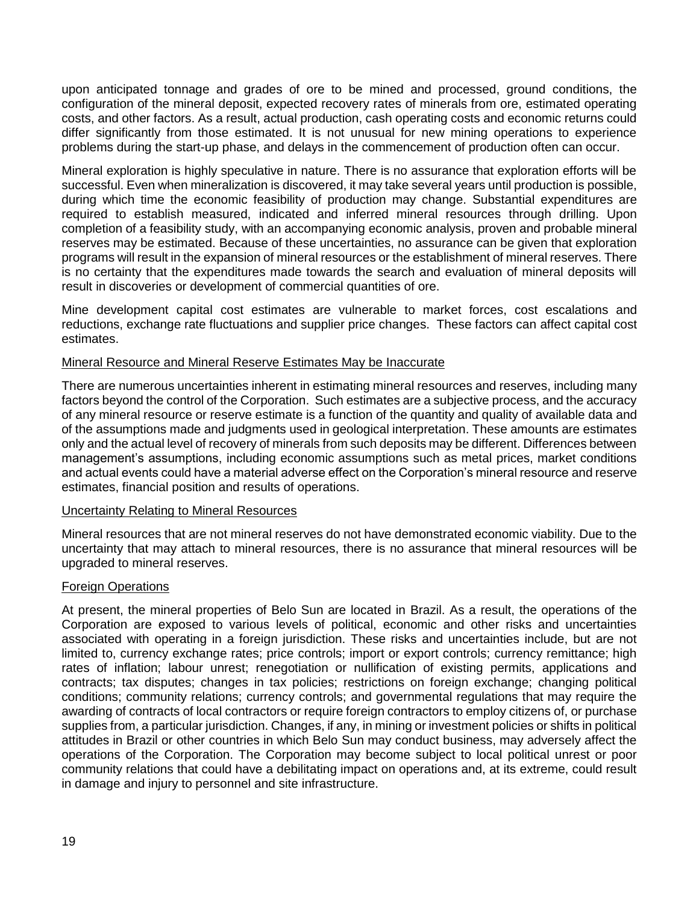upon anticipated tonnage and grades of ore to be mined and processed, ground conditions, the configuration of the mineral deposit, expected recovery rates of minerals from ore, estimated operating costs, and other factors. As a result, actual production, cash operating costs and economic returns could differ significantly from those estimated. It is not unusual for new mining operations to experience problems during the start-up phase, and delays in the commencement of production often can occur.

Mineral exploration is highly speculative in nature. There is no assurance that exploration efforts will be successful. Even when mineralization is discovered, it may take several years until production is possible, during which time the economic feasibility of production may change. Substantial expenditures are required to establish measured, indicated and inferred mineral resources through drilling. Upon completion of a feasibility study, with an accompanying economic analysis, proven and probable mineral reserves may be estimated. Because of these uncertainties, no assurance can be given that exploration programs will result in the expansion of mineral resources or the establishment of mineral reserves. There is no certainty that the expenditures made towards the search and evaluation of mineral deposits will result in discoveries or development of commercial quantities of ore.

Mine development capital cost estimates are vulnerable to market forces, cost escalations and reductions, exchange rate fluctuations and supplier price changes. These factors can affect capital cost estimates.

### Mineral Resource and Mineral Reserve Estimates May be Inaccurate

There are numerous uncertainties inherent in estimating mineral resources and reserves, including many factors beyond the control of the Corporation. Such estimates are a subjective process, and the accuracy of any mineral resource or reserve estimate is a function of the quantity and quality of available data and of the assumptions made and judgments used in geological interpretation. These amounts are estimates only and the actual level of recovery of minerals from such deposits may be different. Differences between management's assumptions, including economic assumptions such as metal prices, market conditions and actual events could have a material adverse effect on the Corporation's mineral resource and reserve estimates, financial position and results of operations.

### Uncertainty Relating to Mineral Resources

Mineral resources that are not mineral reserves do not have demonstrated economic viability. Due to the uncertainty that may attach to mineral resources, there is no assurance that mineral resources will be upgraded to mineral reserves.

### Foreign Operations

At present, the mineral properties of Belo Sun are located in Brazil. As a result, the operations of the Corporation are exposed to various levels of political, economic and other risks and uncertainties associated with operating in a foreign jurisdiction. These risks and uncertainties include, but are not limited to, currency exchange rates; price controls; import or export controls; currency remittance; high rates of inflation; labour unrest; renegotiation or nullification of existing permits, applications and contracts; tax disputes; changes in tax policies; restrictions on foreign exchange; changing political conditions; community relations; currency controls; and governmental regulations that may require the awarding of contracts of local contractors or require foreign contractors to employ citizens of, or purchase supplies from, a particular jurisdiction. Changes, if any, in mining or investment policies or shifts in political attitudes in Brazil or other countries in which Belo Sun may conduct business, may adversely affect the operations of the Corporation. The Corporation may become subject to local political unrest or poor community relations that could have a debilitating impact on operations and, at its extreme, could result in damage and injury to personnel and site infrastructure.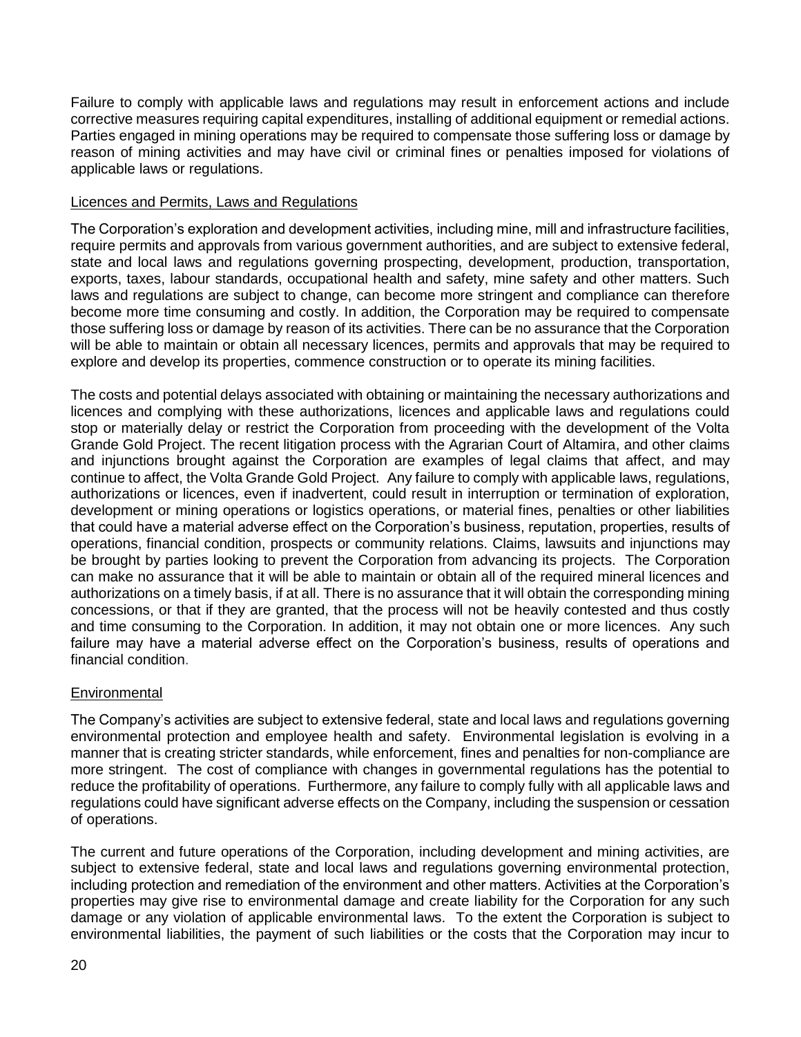Failure to comply with applicable laws and regulations may result in enforcement actions and include corrective measures requiring capital expenditures, installing of additional equipment or remedial actions. Parties engaged in mining operations may be required to compensate those suffering loss or damage by reason of mining activities and may have civil or criminal fines or penalties imposed for violations of applicable laws or regulations.

### Licences and Permits, Laws and Regulations

The Corporation's exploration and development activities, including mine, mill and infrastructure facilities, require permits and approvals from various government authorities, and are subject to extensive federal, state and local laws and regulations governing prospecting, development, production, transportation, exports, taxes, labour standards, occupational health and safety, mine safety and other matters. Such laws and regulations are subject to change, can become more stringent and compliance can therefore become more time consuming and costly. In addition, the Corporation may be required to compensate those suffering loss or damage by reason of its activities. There can be no assurance that the Corporation will be able to maintain or obtain all necessary licences, permits and approvals that may be required to explore and develop its properties, commence construction or to operate its mining facilities.

The costs and potential delays associated with obtaining or maintaining the necessary authorizations and licences and complying with these authorizations, licences and applicable laws and regulations could stop or materially delay or restrict the Corporation from proceeding with the development of the Volta Grande Gold Project. The recent litigation process with the Agrarian Court of Altamira, and other claims and injunctions brought against the Corporation are examples of legal claims that affect, and may continue to affect, the Volta Grande Gold Project. Any failure to comply with applicable laws, regulations, authorizations or licences, even if inadvertent, could result in interruption or termination of exploration, development or mining operations or logistics operations, or material fines, penalties or other liabilities that could have a material adverse effect on the Corporation's business, reputation, properties, results of operations, financial condition, prospects or community relations. Claims, lawsuits and injunctions may be brought by parties looking to prevent the Corporation from advancing its projects. The Corporation can make no assurance that it will be able to maintain or obtain all of the required mineral licences and authorizations on a timely basis, if at all. There is no assurance that it will obtain the corresponding mining concessions, or that if they are granted, that the process will not be heavily contested and thus costly and time consuming to the Corporation. In addition, it may not obtain one or more licences. Any such failure may have a material adverse effect on the Corporation's business, results of operations and financial condition.

### Environmental

The Company's activities are subject to extensive federal, state and local laws and regulations governing environmental protection and employee health and safety. Environmental legislation is evolving in a manner that is creating stricter standards, while enforcement, fines and penalties for non-compliance are more stringent. The cost of compliance with changes in governmental regulations has the potential to reduce the profitability of operations. Furthermore, any failure to comply fully with all applicable laws and regulations could have significant adverse effects on the Company, including the suspension or cessation of operations.

The current and future operations of the Corporation, including development and mining activities, are subject to extensive federal, state and local laws and regulations governing environmental protection, including protection and remediation of the environment and other matters. Activities at the Corporation's properties may give rise to environmental damage and create liability for the Corporation for any such damage or any violation of applicable environmental laws. To the extent the Corporation is subject to environmental liabilities, the payment of such liabilities or the costs that the Corporation may incur to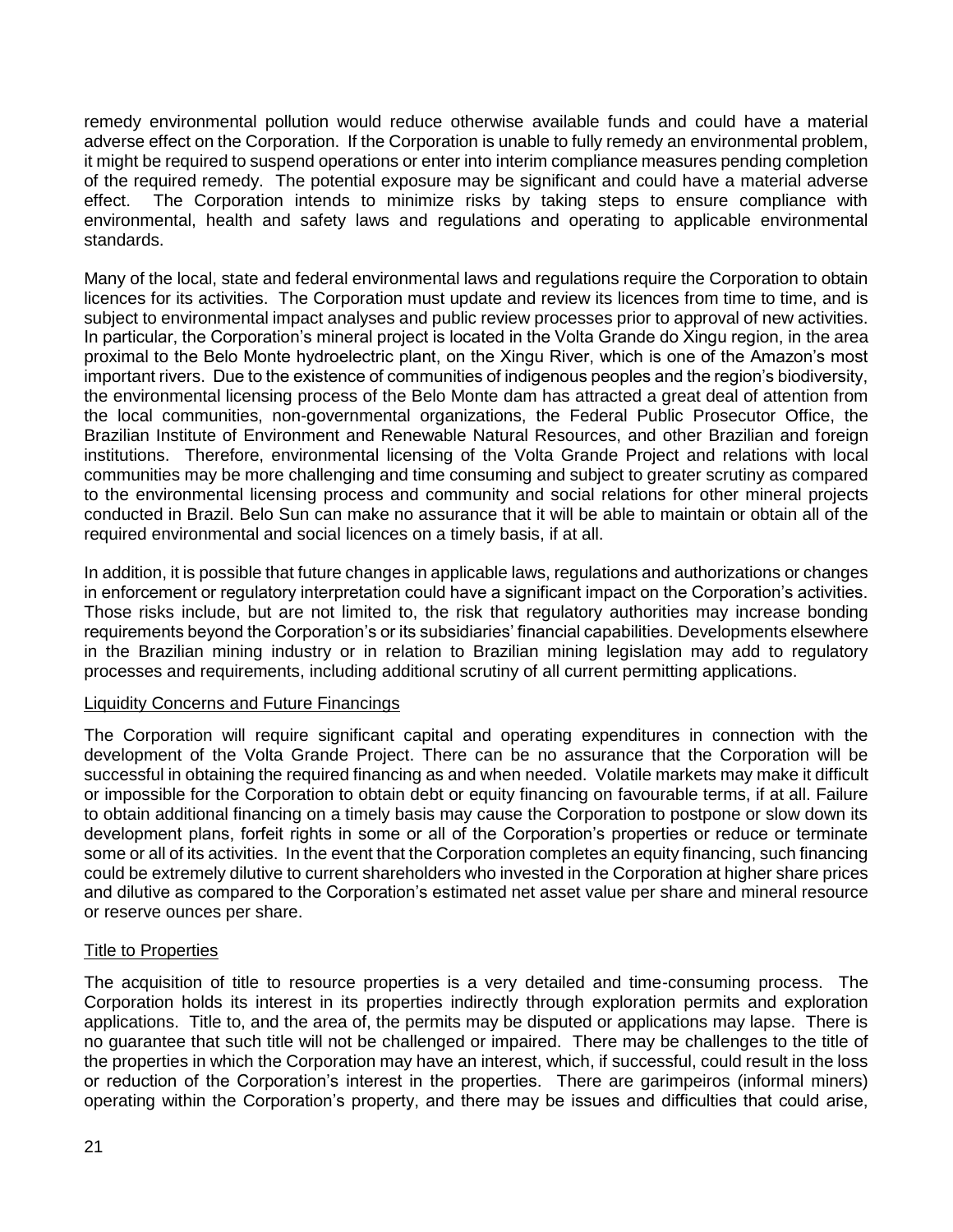remedy environmental pollution would reduce otherwise available funds and could have a material adverse effect on the Corporation. If the Corporation is unable to fully remedy an environmental problem, it might be required to suspend operations or enter into interim compliance measures pending completion of the required remedy. The potential exposure may be significant and could have a material adverse effect. The Corporation intends to minimize risks by taking steps to ensure compliance with environmental, health and safety laws and regulations and operating to applicable environmental standards.

Many of the local, state and federal environmental laws and regulations require the Corporation to obtain licences for its activities. The Corporation must update and review its licences from time to time, and is subject to environmental impact analyses and public review processes prior to approval of new activities. In particular, the Corporation's mineral project is located in the Volta Grande do Xingu region, in the area proximal to the Belo Monte hydroelectric plant, on the Xingu River, which is one of the Amazon's most important rivers. Due to the existence of communities of indigenous peoples and the region's biodiversity, the environmental licensing process of the Belo Monte dam has attracted a great deal of attention from the local communities, non-governmental organizations, the Federal Public Prosecutor Office, the Brazilian Institute of Environment and Renewable Natural Resources, and other Brazilian and foreign institutions. Therefore, environmental licensing of the Volta Grande Project and relations with local communities may be more challenging and time consuming and subject to greater scrutiny as compared to the environmental licensing process and community and social relations for other mineral projects conducted in Brazil. Belo Sun can make no assurance that it will be able to maintain or obtain all of the required environmental and social licences on a timely basis, if at all.

In addition, it is possible that future changes in applicable laws, regulations and authorizations or changes in enforcement or regulatory interpretation could have a significant impact on the Corporation's activities. Those risks include, but are not limited to, the risk that regulatory authorities may increase bonding requirements beyond the Corporation's or its subsidiaries' financial capabilities. Developments elsewhere in the Brazilian mining industry or in relation to Brazilian mining legislation may add to regulatory processes and requirements, including additional scrutiny of all current permitting applications.

### Liquidity Concerns and Future Financings

The Corporation will require significant capital and operating expenditures in connection with the development of the Volta Grande Project. There can be no assurance that the Corporation will be successful in obtaining the required financing as and when needed. Volatile markets may make it difficult or impossible for the Corporation to obtain debt or equity financing on favourable terms, if at all. Failure to obtain additional financing on a timely basis may cause the Corporation to postpone or slow down its development plans, forfeit rights in some or all of the Corporation's properties or reduce or terminate some or all of its activities. In the event that the Corporation completes an equity financing, such financing could be extremely dilutive to current shareholders who invested in the Corporation at higher share prices and dilutive as compared to the Corporation's estimated net asset value per share and mineral resource or reserve ounces per share.

### Title to Properties

The acquisition of title to resource properties is a very detailed and time-consuming process. The Corporation holds its interest in its properties indirectly through exploration permits and exploration applications. Title to, and the area of, the permits may be disputed or applications may lapse. There is no guarantee that such title will not be challenged or impaired. There may be challenges to the title of the properties in which the Corporation may have an interest, which, if successful, could result in the loss or reduction of the Corporation's interest in the properties. There are garimpeiros (informal miners) operating within the Corporation's property, and there may be issues and difficulties that could arise,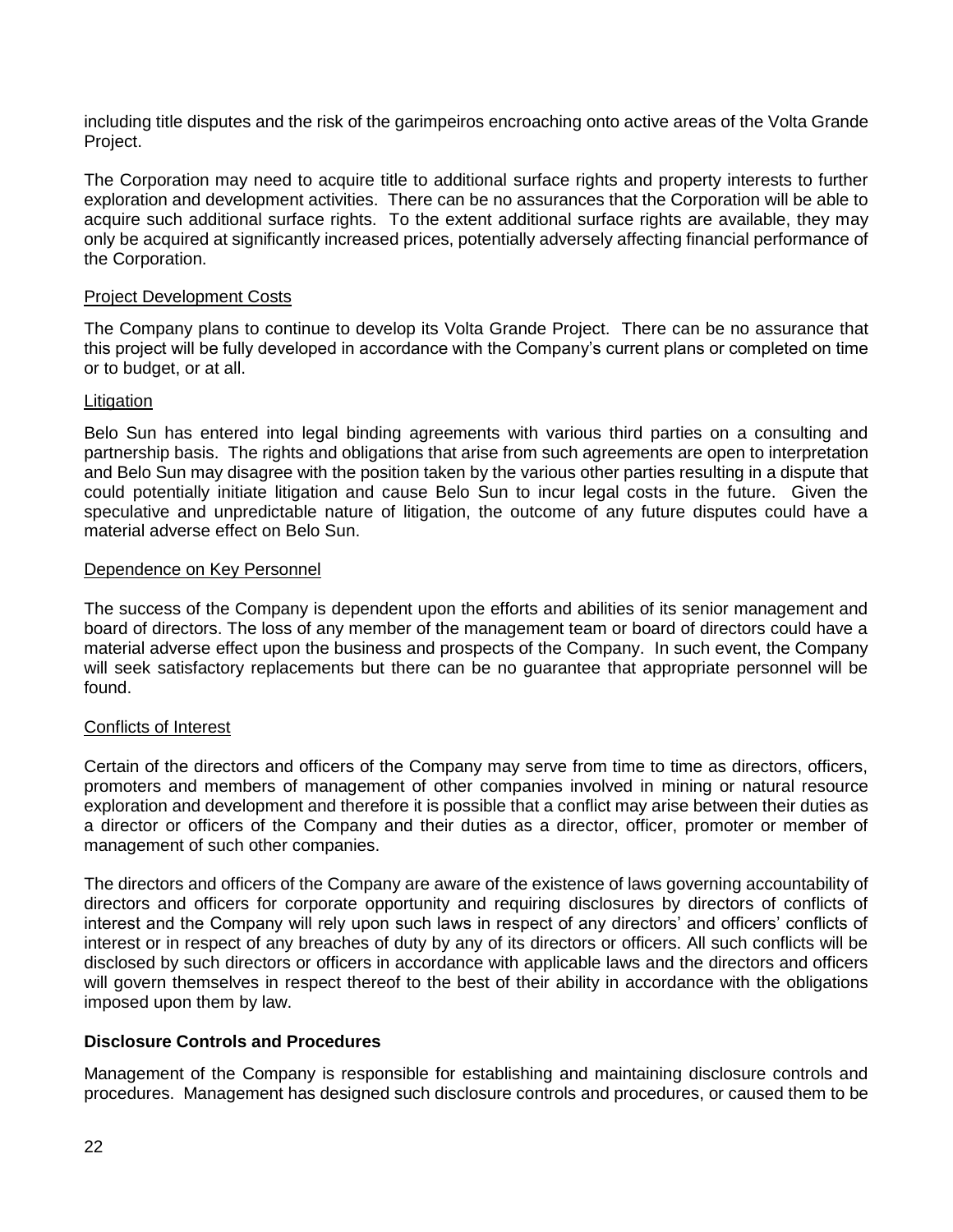including title disputes and the risk of the garimpeiros encroaching onto active areas of the Volta Grande Project.

The Corporation may need to acquire title to additional surface rights and property interests to further exploration and development activities. There can be no assurances that the Corporation will be able to acquire such additional surface rights. To the extent additional surface rights are available, they may only be acquired at significantly increased prices, potentially adversely affecting financial performance of the Corporation.

Project Development Costs

The Company plans to continue to develop its Volta Grande Project. There can be no assurance that this project will be fully developed in accordance with the Company's current plans or completed on time or to budget, or at all.

Litigation

Belo Sun has entered into legal binding agreements with various third parties on a consulting and partnership basis. The rights and obligations that arise from such agreements are open to interpretation and Belo Sun may disagree with the position taken by the various other parties resulting in a dispute that could potentially initiate litigation and cause Belo Sun to incur legal costs in the future. Given the speculative and unpredictable nature of litigation, the outcome of any future disputes could have a material adverse effect on Belo Sun.

Dependence on Key Personnel

The success of the Company is dependent upon the efforts and abilities of its senior management and board of directors. The loss of any member of the management team or board of directors could have a material adverse effect upon the business and prospects of the Company. In such event, the Company will seek satisfactory replacements but there can be no guarantee that appropriate personnel will be found.

Conflicts of Interest

Certain of the directors and officers of the Company may serve from time to time as directors, officers, promoters and members of management of other companies involved in mining or natural resource exploration and development and therefore it is possible that a conflict may arise between their duties as a director or officers of the Company and their duties as a director, officer, promoter or member of management of such other companies.

The directors and officers of the Company are aware of the existence of laws governing accountability of directors and officers for corporate opportunity and requiring disclosures by directors of conflicts of interest and the Company will rely upon such laws in respect of any directors' and officers' conflicts of interest or in respect of any breaches of duty by any of its directors or officers. All such conflicts will be disclosed by such directors or officers in accordance with applicable laws and the directors and officers will govern themselves in respect thereof to the best of their ability in accordance with the obligations imposed upon them by law.

**Disclosure Controls and Procedures**

Management of the Company is responsible for establishing and maintaining disclosure controls and procedures. Management has designed such disclosure controls and procedures, or caused them to be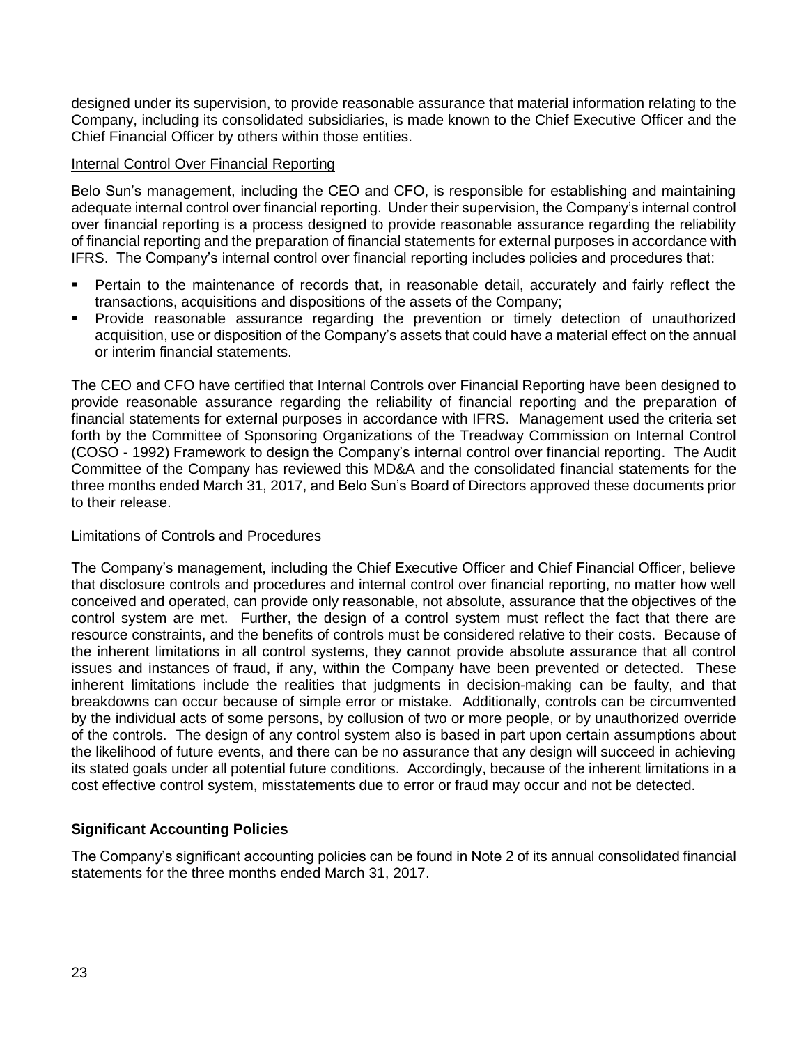designed under its supervision, to provide reasonable assurance that material information relating to the Company, including its consolidated subsidiaries, is made known to the Chief Executive Officer and the Chief Financial Officer by others within those entities.

Internal Control Over Financial Reporting

Belo Sun's management, including the CEO and CFO, is responsible for establishing and maintaining adequate internal control over financial reporting. Under their supervision, the Company's internal control over financial reporting is a process designed to provide reasonable assurance regarding the reliability of financial reporting and the preparation of financial statements for external purposes in accordance with IFRS. The Company's internal control over financial reporting includes policies and procedures that:

- Pertain to the maintenance of records that, in reasonable detail, accurately and fairly reflect the transactions, acquisitions and dispositions of the assets of the Company;
- Provide reasonable assurance regarding the prevention or timely detection of unauthorized acquisition, use or disposition of the Company's assets that could have a material effect on the annual or interim financial statements.

The CEO and CFO have certified that Internal Controls over Financial Reporting have been designed to provide reasonable assurance regarding the reliability of financial reporting and the preparation of financial statements for external purposes in accordance with IFRS. Management used the criteria set forth by the Committee of Sponsoring Organizations of the Treadway Commission on Internal Control (COSO - 1992) Framework to design the Company's internal control over financial reporting. The Audit Committee of the Company has reviewed this MD&A and the consolidated financial statements for the three months ended March 31, 2017, and Belo Sun's Board of Directors approved these documents prior to their release.

Limitations of Controls and Procedures

The Company's management, including the Chief Executive Officer and Chief Financial Officer, believe that disclosure controls and procedures and internal control over financial reporting, no matter how well conceived and operated, can provide only reasonable, not absolute, assurance that the objectives of the control system are met. Further, the design of a control system must reflect the fact that there are resource constraints, and the benefits of controls must be considered relative to their costs. Because of the inherent limitations in all control systems, they cannot provide absolute assurance that all control issues and instances of fraud, if any, within the Company have been prevented or detected. These inherent limitations include the realities that judgments in decision-making can be faulty, and that breakdowns can occur because of simple error or mistake. Additionally, controls can be circumvented by the individual acts of some persons, by collusion of two or more people, or by unauthorized override of the controls. The design of any control system also is based in part upon certain assumptions about the likelihood of future events, and there can be no assurance that any design will succeed in achieving its stated goals under all potential future conditions. Accordingly, because of the inherent limitations in a cost effective control system, misstatements due to error or fraud may occur and not be detected.

**Significant Accounting Policies**

The Company's significant accounting policies can be found in Note 2 of its annual consolidated financial statements for the three months ended March 31, 2017.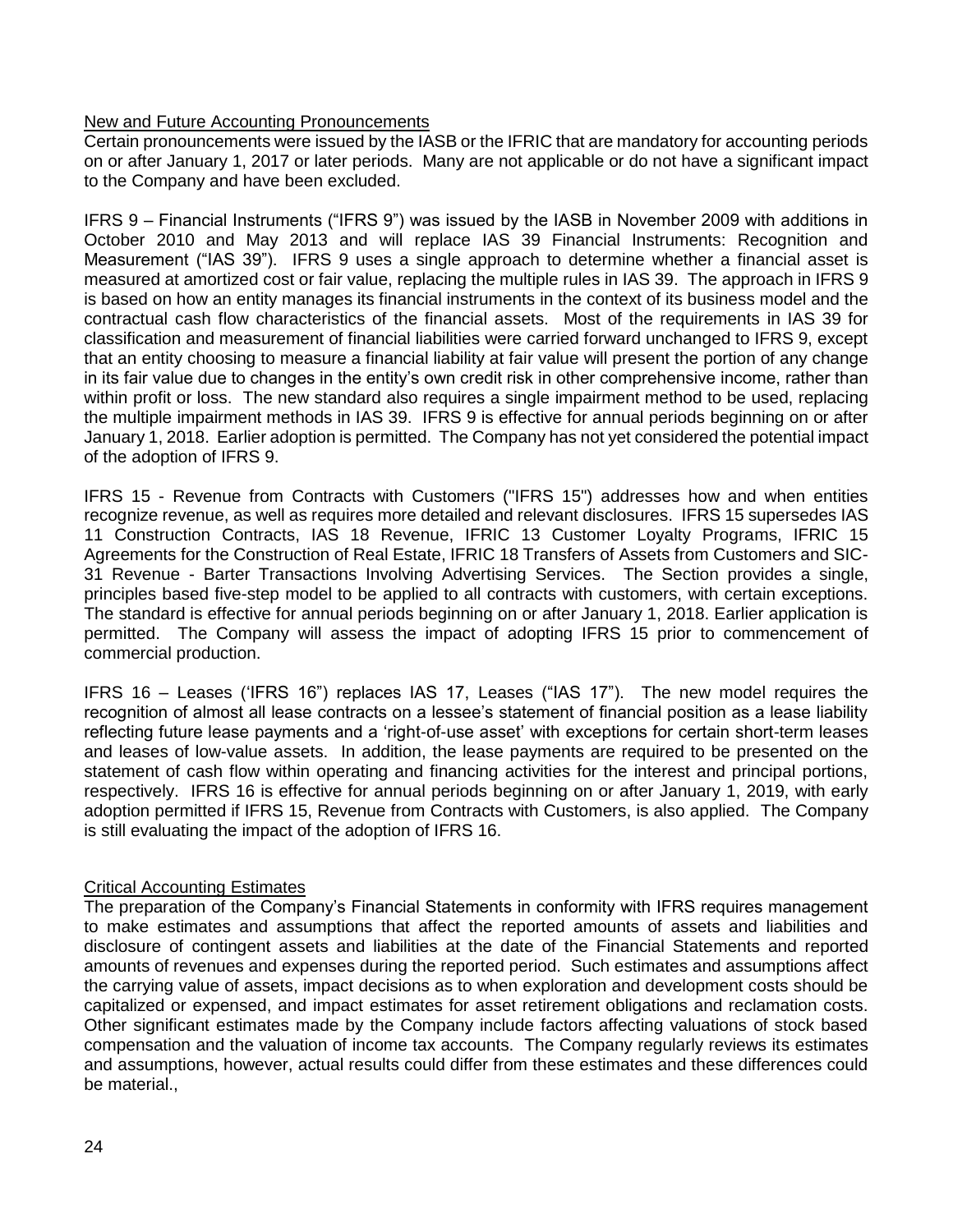## New and Future Accounting Pronouncements

Certain pronouncements were issued by the IASB or the IFRIC that are mandatory for accounting periods on or after January 1, 2017 or later periods. Many are not applicable or do not have a significant impact to the Company and have been excluded.

IFRS 9 – Financial Instruments ("IFRS 9") was issued by the IASB in November 2009 with additions in October 2010 and May 2013 and will replace IAS 39 Financial Instruments: Recognition and Measurement ("IAS 39"). IFRS 9 uses a single approach to determine whether a financial asset is measured at amortized cost or fair value, replacing the multiple rules in IAS 39. The approach in IFRS 9 is based on how an entity manages its financial instruments in the context of its business model and the contractual cash flow characteristics of the financial assets. Most of the requirements in IAS 39 for classification and measurement of financial liabilities were carried forward unchanged to IFRS 9, except that an entity choosing to measure a financial liability at fair value will present the portion of any change in its fair value due to changes in the entity's own credit risk in other comprehensive income, rather than within profit or loss. The new standard also requires a single impairment method to be used, replacing the multiple impairment methods in IAS 39. IFRS 9 is effective for annual periods beginning on or after January 1, 2018. Earlier adoption is permitted. The Company has not yet considered the potential impact of the adoption of IFRS 9.

IFRS 15 - Revenue from Contracts with Customers ("IFRS 15") addresses how and when entities recognize revenue, as well as requires more detailed and relevant disclosures. IFRS 15 supersedes IAS 11 Construction Contracts, IAS 18 Revenue, IFRIC 13 Customer Loyalty Programs, IFRIC 15 Agreements for the Construction of Real Estate, IFRIC 18 Transfers of Assets from Customers and SIC-31 Revenue - Barter Transactions Involving Advertising Services. The Section provides a single, principles based five-step model to be applied to all contracts with customers, with certain exceptions. The standard is effective for annual periods beginning on or after January 1, 2018. Earlier application is permitted. The Company will assess the impact of adopting IFRS 15 prior to commencement of commercial production.

IFRS 16 – Leases ('IFRS 16") replaces IAS 17, Leases ("IAS 17"). The new model requires the recognition of almost all lease contracts on a lessee's statement of financial position as a lease liability reflecting future lease payments and a 'right-of-use asset' with exceptions for certain short-term leases and leases of low-value assets. In addition, the lease payments are required to be presented on the statement of cash flow within operating and financing activities for the interest and principal portions, respectively. IFRS 16 is effective for annual periods beginning on or after January 1, 2019, with early adoption permitted if IFRS 15, Revenue from Contracts with Customers, is also applied. The Company is still evaluating the impact of the adoption of IFRS 16.

## Critical Accounting Estimates

The preparation of the Company's Financial Statements in conformity with IFRS requires management to make estimates and assumptions that affect the reported amounts of assets and liabilities and disclosure of contingent assets and liabilities at the date of the Financial Statements and reported amounts of revenues and expenses during the reported period. Such estimates and assumptions affect the carrying value of assets, impact decisions as to when exploration and development costs should be capitalized or expensed, and impact estimates for asset retirement obligations and reclamation costs. Other significant estimates made by the Company include factors affecting valuations of stock based compensation and the valuation of income tax accounts. The Company regularly reviews its estimates and assumptions, however, actual results could differ from these estimates and these differences could be material.,